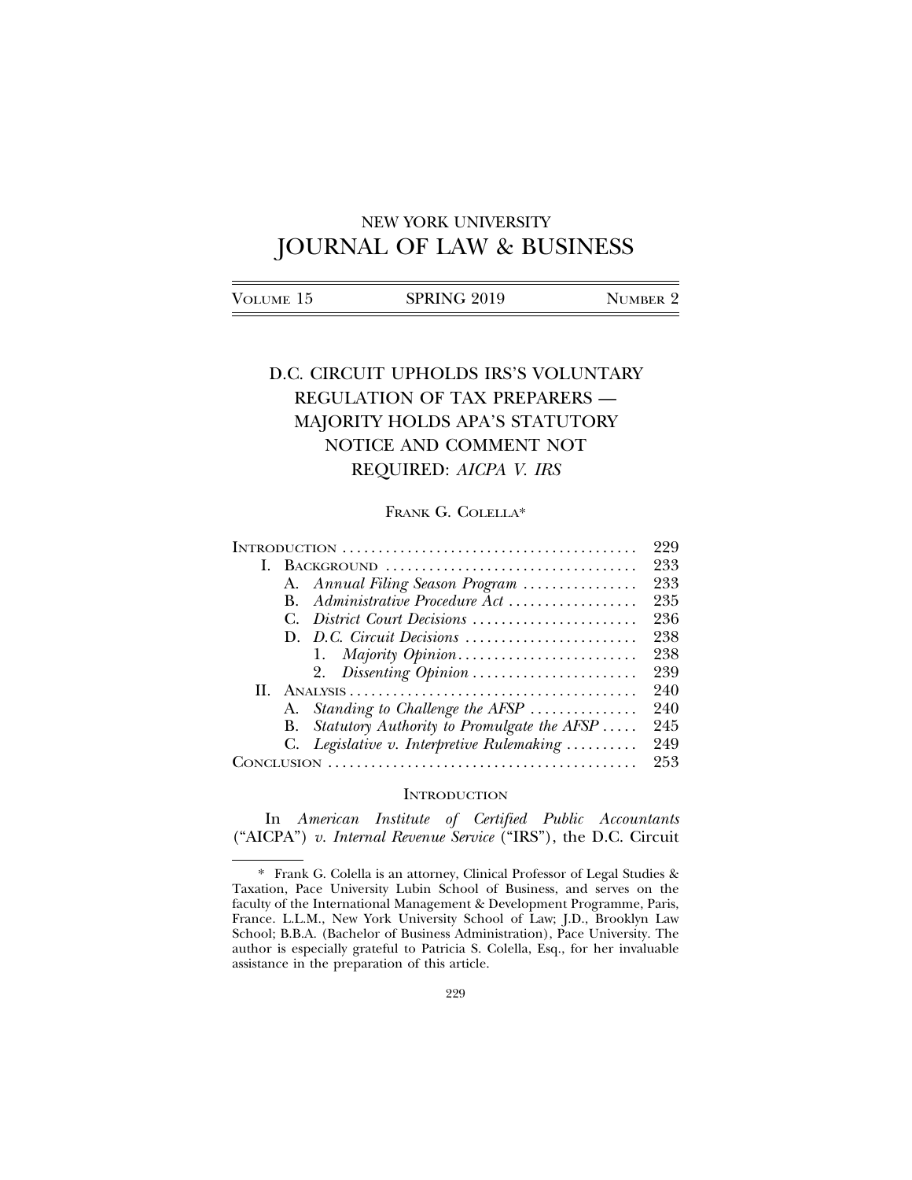NEW YORK UNIVERSITY

# JOURNAL OF LAW & BUSINESS

VOLUME 15 | SPRING 2019 | NUMBER 2

## D.C. CIRCUIT UPHOLDS IRS'S VOLUNTARY REGULATION OF TAX PREPARERS — MAJORITY HOLDS APA'S STATUTORY NOTICE AND COMMENT NOT REQUIRED: *AICPA V. IRS*

FRANK G. COLELLA*

| | |
|---|---|
| INTRODUCTION | 229 |
| I. BACKGROUND | 233 |
| A. *Annual Filing Season Program* | 233 |
| B. *Administrative Procedure Act* | 235 |
| C. *District Court Decisions* | 236 |
| D. *D.C. Circuit Decisions* | 238 |
| 1. *Majority Opinion* | 238 |
| 2. *Dissenting Opinion* | 239 |
| II. ANALYSIS | 240 |
| A. *Standing to Challenge the AFSP* | 240 |
| B. *Statutory Authority to Promulgate the AFSP* | 245 |
| C. *Legislative v. Interpretive Rulemaking* | 249 |
| CONCLUSION | 253 |

### INTRODUCTION

In *American Institute of Certified Public Accountants* ("AICPA") *v. Internal Revenue Service* ("IRS"), the D.C. Circuit

---

* Frank G. Colella is an attorney, Clinical Professor of Legal Studies & Taxation, Pace University Lubin School of Business, and serves on the faculty of the International Management & Development Programme, Paris, France. L.L.M., New York University School of Law; J.D., Brooklyn Law School; B.B.A. (Bachelor of Business Administration), Pace University. The author is especially grateful to Patricia S. Colella, Esq., for her invaluable assistance in the preparation of this article.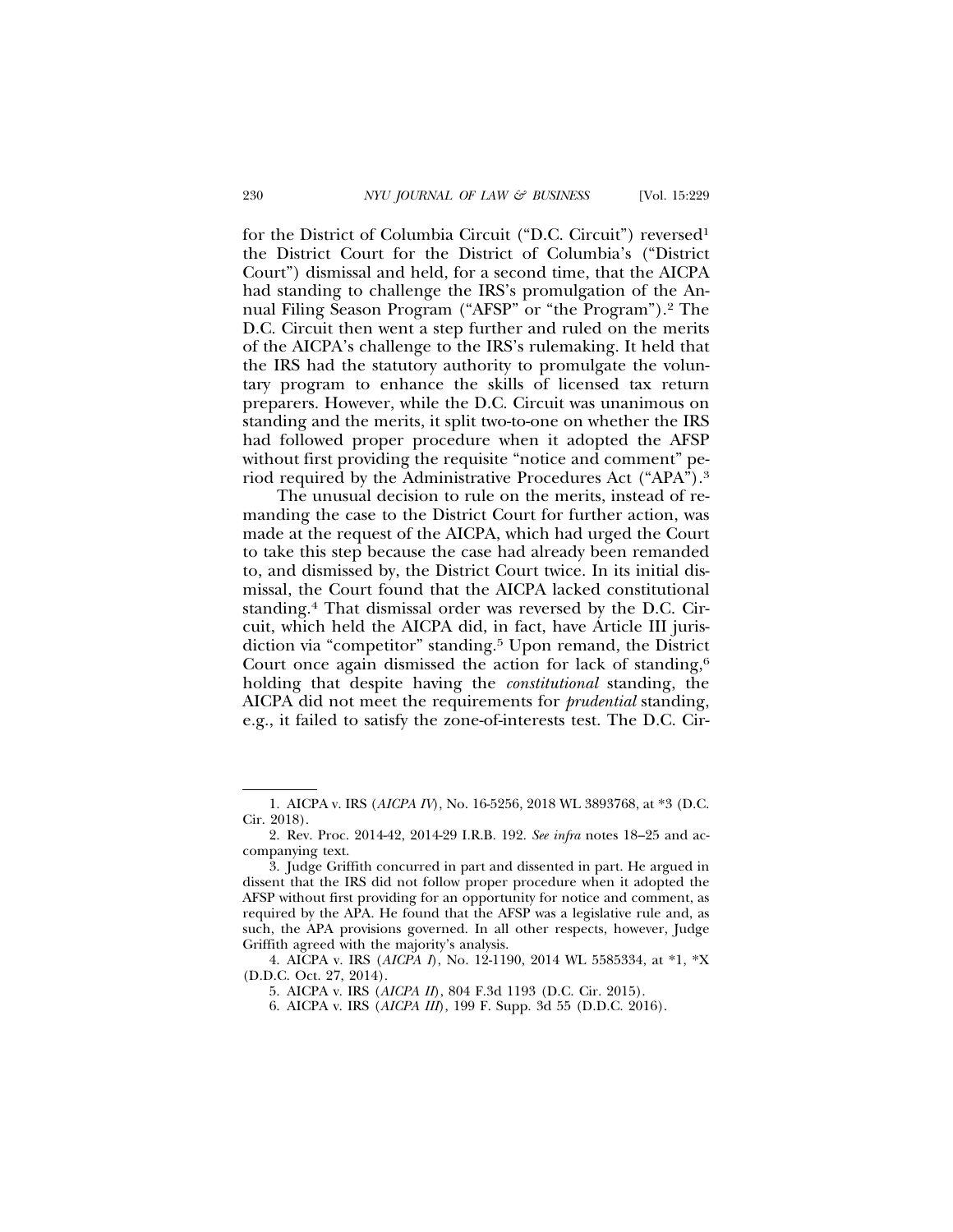for the District of Columbia Circuit ("D.C. Circuit") reversed[1] the District Court for the District of Columbia's ("District Court") dismissal and held, for a second time, that the AICPA had standing to challenge the IRS's promulgation of the Annual Filing Season Program ("AFSP" or "the Program").[2] The D.C. Circuit then went a step further and ruled on the merits of the AICPA's challenge to the IRS's rulemaking. It held that the IRS had the statutory authority to promulgate the voluntary program to enhance the skills of licensed tax return preparers. However, while the D.C. Circuit was unanimous on standing and the merits, it split two-to-one on whether the IRS had followed proper procedure when it adopted the AFSP without first providing the requisite "notice and comment" period required by the Administrative Procedures Act ("APA").[3]

The unusual decision to rule on the merits, instead of remanding the case to the District Court for further action, was made at the request of the AICPA, which had urged the Court to take this step because the case had already been remanded to, and dismissed by, the District Court twice. In its initial dismissal, the Court found that the AICPA lacked constitutional standing.[4] That dismissal order was reversed by the D.C. Circuit, which held the AICPA did, in fact, have Article III jurisdiction via "competitor" standing.[5] Upon remand, the District Court once again dismissed the action for lack of standing,[6] holding that despite having the *constitutional* standing, the AICPA did not meet the requirements for *prudential* standing, e.g., it failed to satisfy the zone-of-interests test. The D.C. Cir-

---

1. AICPA v. IRS (*AICPA IV*), No. 16-5256, 2018 WL 3893768, at *3 (D.C. Cir. 2018).

2. Rev. Proc. 2014-42, 2014-29 I.R.B. 192. *See infra* notes 18–25 and accompanying text.

3. Judge Griffith concurred in part and dissented in part. He argued in dissent that the IRS did not follow proper procedure when it adopted the AFSP without first providing for an opportunity for notice and comment, as required by the APA. He found that the AFSP was a legislative rule and, as such, the APA provisions governed. In all other respects, however, Judge Griffith agreed with the majority's analysis.

4. AICPA v. IRS (*AICPA I*), No. 12-1190, 2014 WL 5585334, at *1, *X (D.D.C. Oct. 27, 2014).

5. AICPA v. IRS (*AICPA II*), 804 F.3d 1193 (D.C. Cir. 2015).

6. AICPA v. IRS (*AICPA III*), 199 F. Supp. 3d 55 (D.D.C. 2016).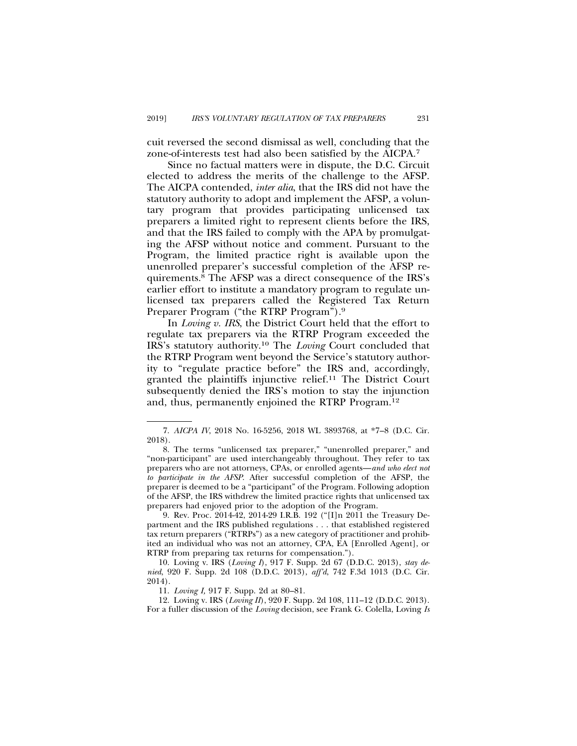cuit reversed the second dismissal as well, concluding that the zone-of-interests test had also been satisfied by the AICPA.[7]

Since no factual matters were in dispute, the D.C. Circuit elected to address the merits of the challenge to the AFSP. The AICPA contended, *inter alia*, that the IRS did not have the statutory authority to adopt and implement the AFSP, a voluntary program that provides participating unlicensed tax preparers a limited right to represent clients before the IRS, and that the IRS failed to comply with the APA by promulgating the AFSP without notice and comment. Pursuant to the Program, the limited practice right is available upon the unenrolled preparer's successful completion of the AFSP requirements.[8] The AFSP was a direct consequence of the IRS's earlier effort to institute a mandatory program to regulate unlicensed tax preparers called the Registered Tax Return Preparer Program ("the RTRP Program").[9]

In *Loving v. IRS*, the District Court held that the effort to regulate tax preparers via the RTRP Program exceeded the IRS's statutory authority.[10] The *Loving* Court concluded that the RTRP Program went beyond the Service's statutory authority to "regulate practice before" the IRS and, accordingly, granted the plaintiffs injunctive relief.[11] The District Court subsequently denied the IRS's motion to stay the injunction and, thus, permanently enjoined the RTRP Program.[12]

---

7. *AICPA IV*, 2018 No. 16-5256, 2018 WL 3893768, at *7–8 (D.C. Cir. 2018).

8. The terms "unlicensed tax preparer," "unenrolled preparer," and "non-participant" are used interchangeably throughout. They refer to tax preparers who are not attorneys, CPAs, or enrolled agents—*and who elect not to participate in the AFSP*. After successful completion of the AFSP, the preparer is deemed to be a "participant" of the Program. Following adoption of the AFSP, the IRS withdrew the limited practice rights that unlicensed tax preparers had enjoyed prior to the adoption of the Program.

9. Rev. Proc. 2014-42, 2014-29 I.R.B. 192 ("[I]n 2011 the Treasury Department and the IRS published regulations . . . that established registered tax return preparers ("RTRPs") as a new category of practitioner and prohibited an individual who was not an attorney, CPA, EA [Enrolled Agent], or RTRP from preparing tax returns for compensation.").

10. Loving v. IRS (*Loving I*), 917 F. Supp. 2d 67 (D.D.C. 2013), *stay denied*, 920 F. Supp. 2d 108 (D.D.C. 2013), *aff'd*, 742 F.3d 1013 (D.C. Cir. 2014).

11. *Loving I,* 917 F. Supp. 2d at 80–81.

12. Loving v. IRS (*Loving II*), 920 F. Supp. 2d 108, 111–12 (D.D.C. 2013). For a fuller discussion of the *Loving* decision, see Frank G. Colella, Loving *Is*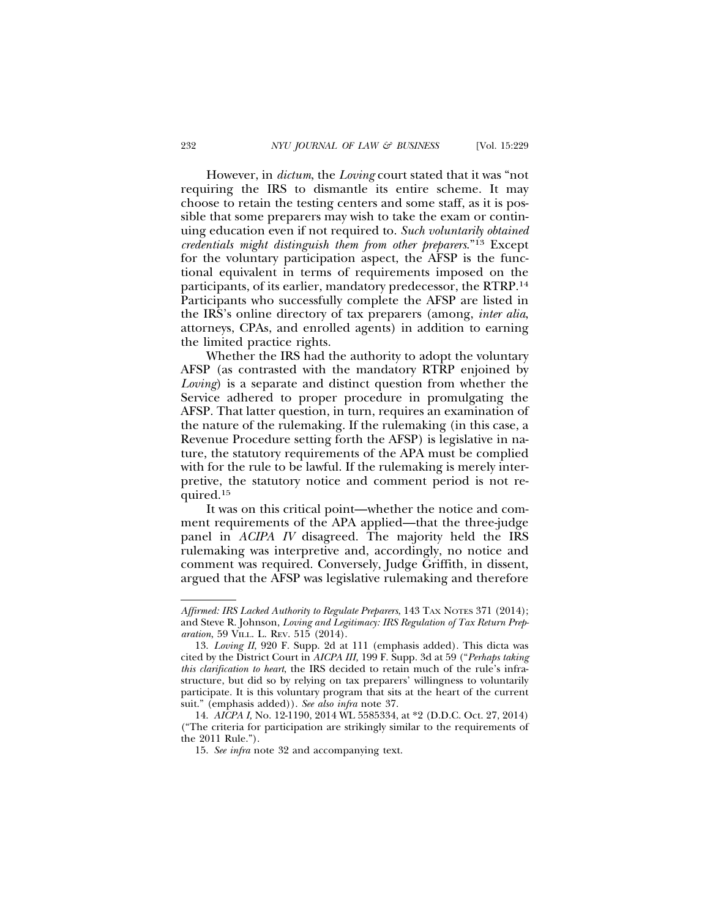However, in *dictum*, the *Loving* court stated that it was "not requiring the IRS to dismantle its entire scheme. It may choose to retain the testing centers and some staff, as it is possible that some preparers may wish to take the exam or continuing education even if not required to. *Such voluntarily obtained credentials might distinguish them from other preparers*."[13] Except for the voluntary participation aspect, the AFSP is the functional equivalent in terms of requirements imposed on the participants, of its earlier, mandatory predecessor, the RTRP.[14] Participants who successfully complete the AFSP are listed in the IRS's online directory of tax preparers (among, *inter alia*, attorneys, CPAs, and enrolled agents) in addition to earning the limited practice rights.

Whether the IRS had the authority to adopt the voluntary AFSP (as contrasted with the mandatory RTRP enjoined by *Loving*) is a separate and distinct question from whether the Service adhered to proper procedure in promulgating the AFSP. That latter question, in turn, requires an examination of the nature of the rulemaking. If the rulemaking (in this case, a Revenue Procedure setting forth the AFSP) is legislative in nature, the statutory requirements of the APA must be complied with for the rule to be lawful. If the rulemaking is merely interpretive, the statutory notice and comment period is not required.[15]

It was on this critical point—whether the notice and comment requirements of the APA applied—that the three-judge panel in *ACIPA IV* disagreed. The majority held the IRS rulemaking was interpretive and, accordingly, no notice and comment was required. Conversely, Judge Griffith, in dissent, argued that the AFSP was legislative rulemaking and therefore

---

*Affirmed: IRS Lacked Authority to Regulate Preparers*, 143 Tax Notes 371 (2014); and Steve R. Johnson, *Loving and Legitimacy: IRS Regulation of Tax Return Preparation*, 59 Vill. L. Rev. 515 (2014).

13. *Loving II*, 920 F. Supp. 2d at 111 (emphasis added). This dicta was cited by the District Court in *AICPA III*, 199 F. Supp. 3d at 59 ("*Perhaps taking this clarification to heart*, the IRS decided to retain much of the rule's infrastructure, but did so by relying on tax preparers' willingness to voluntarily participate. It is this voluntary program that sits at the heart of the current suit." (emphasis added)). *See also infra* note 37.

14. *AICPA I*, No. 12-1190, 2014 WL 5585334, at *2 (D.D.C. Oct. 27, 2014) ("The criteria for participation are strikingly similar to the requirements of the 2011 Rule.").

15. *See infra* note 32 and accompanying text.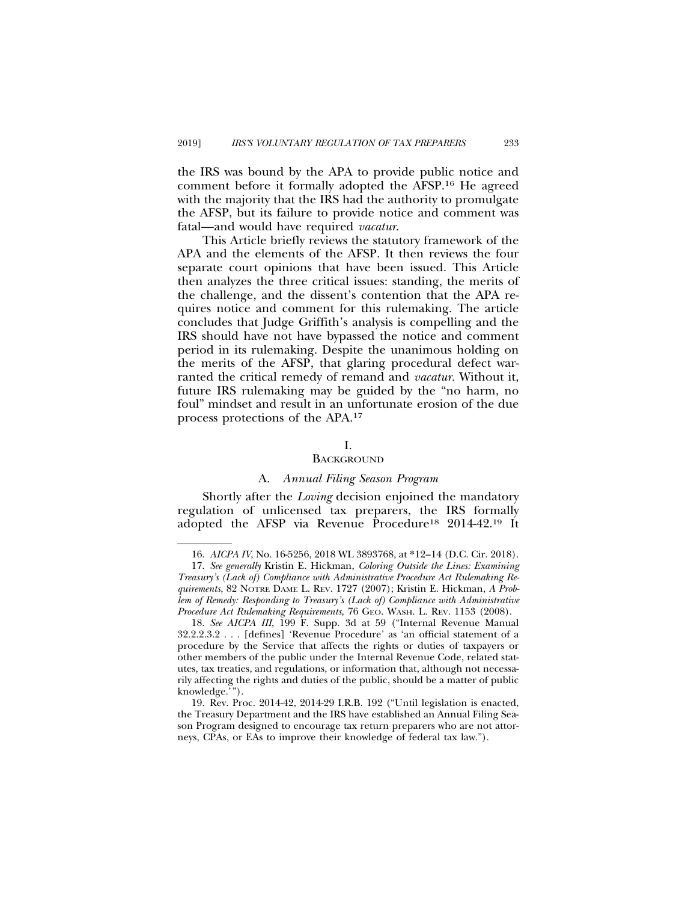the IRS was bound by the APA to provide public notice and comment before it formally adopted the AFSP.[16] He agreed with the majority that the IRS had the authority to promulgate the AFSP, but its failure to provide notice and comment was fatal—and would have required *vacatur*.

This Article briefly reviews the statutory framework of the APA and the elements of the AFSP. It then reviews the four separate court opinions that have been issued. This Article then analyzes the three critical issues: standing, the merits of the challenge, and the dissent's contention that the APA requires notice and comment for this rulemaking. The article concludes that Judge Griffith's analysis is compelling and the IRS should have not have bypassed the notice and comment period in its rulemaking. Despite the unanimous holding on the merits of the AFSP, that glaring procedural defect warranted the critical remedy of remand and *vacatur*. Without it, future IRS rulemaking may be guided by the "no harm, no foul" mindset and result in an unfortunate erosion of the due process protections of the APA.[17]

## I. BACKGROUND

### A. *Annual Filing Season Program*

Shortly after the *Loving* decision enjoined the mandatory regulation of unlicensed tax preparers, the IRS formally adopted the AFSP via Revenue Procedure[18] 2014-42.[19] It

---

16. *AICPA IV*, No. 16-5256, 2018 WL 3893768, at *12–14 (D.C. Cir. 2018).

17. *See generally* Kristin E. Hickman, *Coloring Outside the Lines: Examining Treasury's (Lack of) Compliance with Administrative Procedure Act Rulemaking Requirements*, 82 NOTRE DAME L. REV. 1727 (2007); Kristin E. Hickman, *A Problem of Remedy: Responding to Treasury's (Lack of) Compliance with Administrative Procedure Act Rulemaking Requirements*, 76 GEO. WASH. L. REV. 1153 (2008).

18. *See AICPA III*, 199 F. Supp. 3d at 59 ("Internal Revenue Manual 32.2.2.3.2 . . . [defines] 'Revenue Procedure' as 'an official statement of a procedure by the Service that affects the rights or duties of taxpayers or other members of the public under the Internal Revenue Code, related statutes, tax treaties, and regulations, or information that, although not necessarily affecting the rights and duties of the public, should be a matter of public knowledge.'").

19. Rev. Proc. 2014-42, 2014-29 I.R.B. 192 ("Until legislation is enacted, the Treasury Department and the IRS have established an Annual Filing Season Program designed to encourage tax return preparers who are not attorneys, CPAs, or EAs to improve their knowledge of federal tax law.").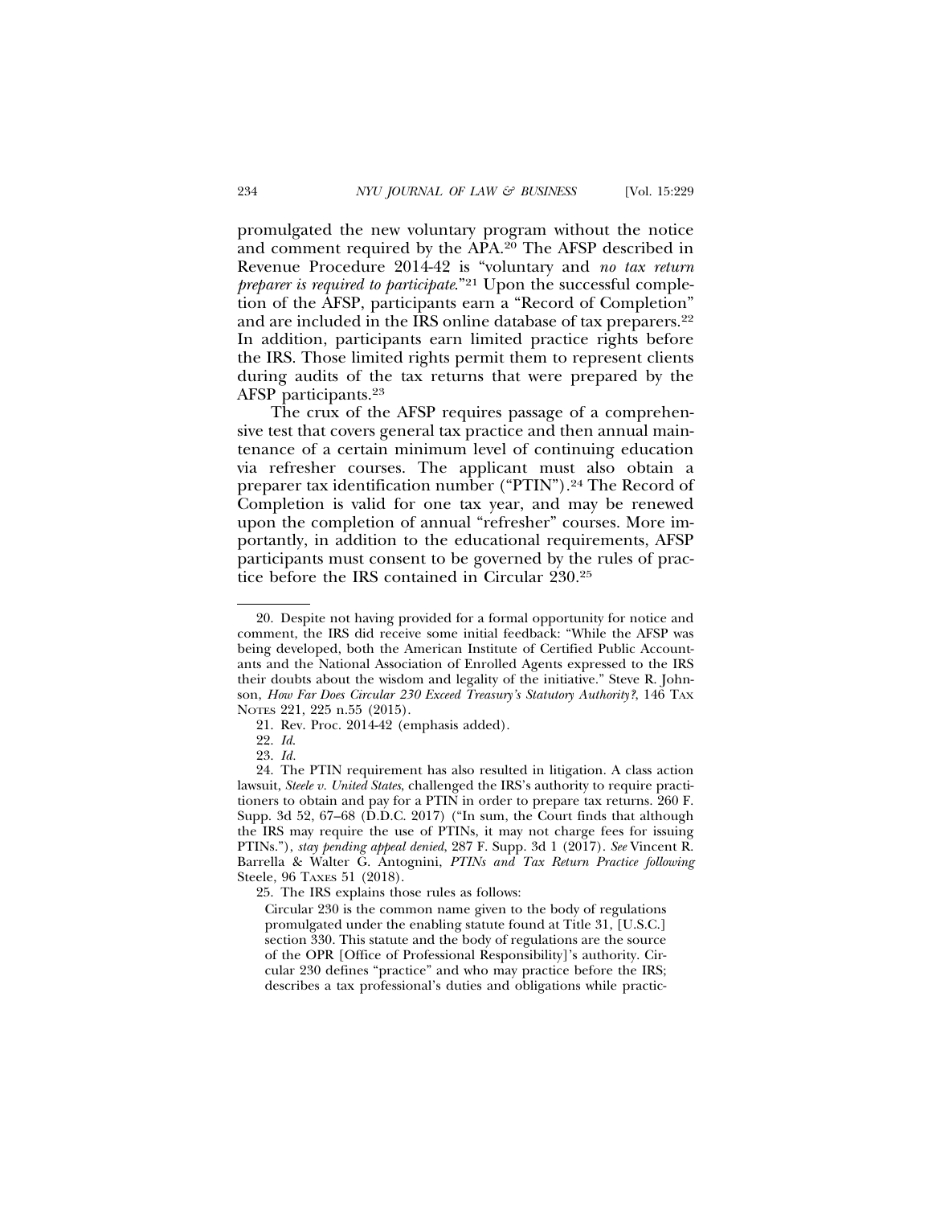promulgated the new voluntary program without the notice and comment required by the APA.[20] The AFSP described in Revenue Procedure 2014-42 is "voluntary and *no tax return preparer is required to participate*."[21] Upon the successful completion of the AFSP, participants earn a "Record of Completion" and are included in the IRS online database of tax preparers.[22] In addition, participants earn limited practice rights before the IRS. Those limited rights permit them to represent clients during audits of the tax returns that were prepared by the AFSP participants.[23]

The crux of the AFSP requires passage of a comprehensive test that covers general tax practice and then annual maintenance of a certain minimum level of continuing education via refresher courses. The applicant must also obtain a preparer tax identification number ("PTIN").[24] The Record of Completion is valid for one tax year, and may be renewed upon the completion of annual "refresher" courses. More importantly, in addition to the educational requirements, AFSP participants must consent to be governed by the rules of practice before the IRS contained in Circular 230.[25]

---

20. Despite not having provided for a formal opportunity for notice and comment, the IRS did receive some initial feedback: "While the AFSP was being developed, both the American Institute of Certified Public Accountants and the National Association of Enrolled Agents expressed to the IRS their doubts about the wisdom and legality of the initiative." Steve R. Johnson, *How Far Does Circular 230 Exceed Treasury's Statutory Authority?*, 146 TAX NOTES 221, 225 n.55 (2015).

21. Rev. Proc. 2014-42 (emphasis added).

22. *Id.*

23. *Id.*

24. The PTIN requirement has also resulted in litigation. A class action lawsuit, *Steele v. United States*, challenged the IRS's authority to require practitioners to obtain and pay for a PTIN in order to prepare tax returns. 260 F. Supp. 3d 52, 67–68 (D.D.C. 2017) ("In sum, the Court finds that although the IRS may require the use of PTINs, it may not charge fees for issuing PTINs."), *stay pending appeal denied*, 287 F. Supp. 3d 1 (2017). *See* Vincent R. Barrella & Walter G. Antognini, *PTINs and Tax Return Practice following* Steele, 96 TAXES 51 (2018).

25. The IRS explains those rules as follows:

> Circular 230 is the common name given to the body of regulations promulgated under the enabling statute found at Title 31, [U.S.C.] section 330. This statute and the body of regulations are the source of the OPR [Office of Professional Responsibility]'s authority. Circular 230 defines "practice" and who may practice before the IRS; describes a tax professional's duties and obligations while practic-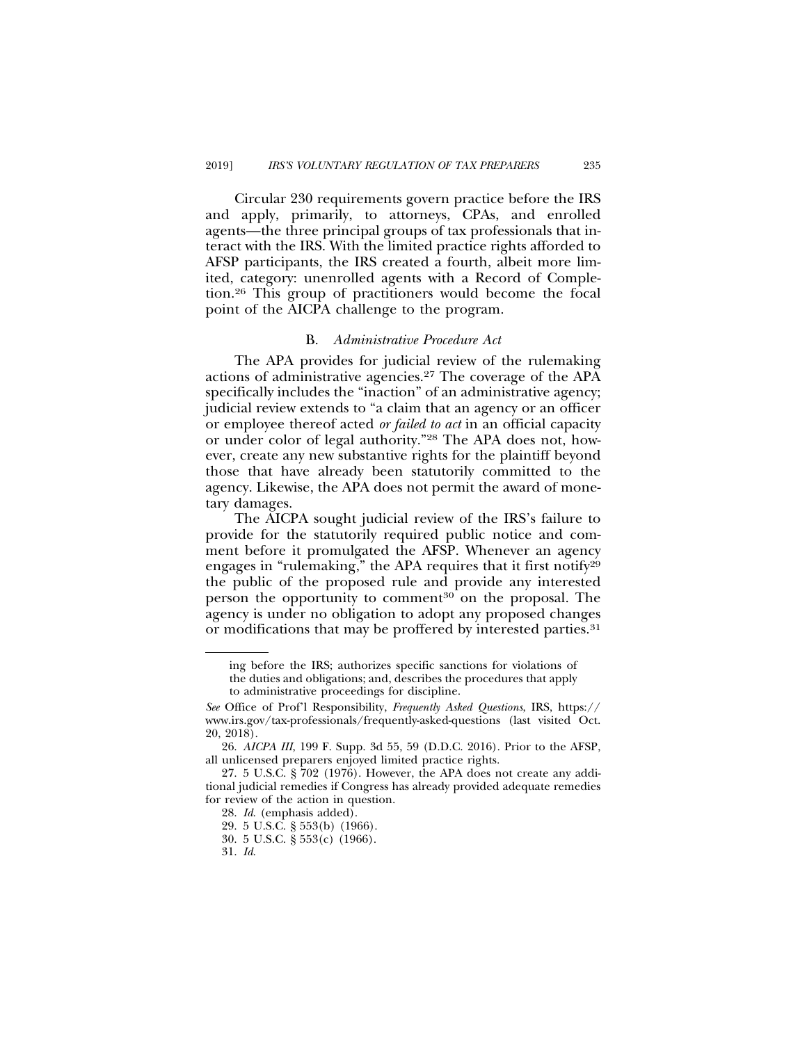Circular 230 requirements govern practice before the IRS and apply, primarily, to attorneys, CPAs, and enrolled agents—the three principal groups of tax professionals that interact with the IRS. With the limited practice rights afforded to AFSP participants, the IRS created a fourth, albeit more limited, category: unenrolled agents with a Record of Completion.[26] This group of practitioners would become the focal point of the AICPA challenge to the program.

### B. *Administrative Procedure Act*

The APA provides for judicial review of the rulemaking actions of administrative agencies.[27] The coverage of the APA specifically includes the "inaction" of an administrative agency; judicial review extends to "a claim that an agency or an officer or employee thereof acted *or failed to act* in an official capacity or under color of legal authority."[28] The APA does not, however, create any new substantive rights for the plaintiff beyond those that have already been statutorily committed to the agency. Likewise, the APA does not permit the award of monetary damages.

The AICPA sought judicial review of the IRS's failure to provide for the statutorily required public notice and comment before it promulgated the AFSP. Whenever an agency engages in "rulemaking," the APA requires that it first notify[29] the public of the proposed rule and provide any interested person the opportunity to comment[30] on the proposal. The agency is under no obligation to adopt any proposed changes or modifications that may be proffered by interested parties.[31]

---

ing before the IRS; authorizes specific sanctions for violations of the duties and obligations; and, describes the procedures that apply to administrative proceedings for discipline.

*See* Office of Prof'l Responsibility, *Frequently Asked Questions*, IRS, https://www.irs.gov/tax-professionals/frequently-asked-questions (last visited Oct. 20, 2018).

26. *AICPA III*, 199 F. Supp. 3d 55, 59 (D.D.C. 2016). Prior to the AFSP, all unlicensed preparers enjoyed limited practice rights.

27. 5 U.S.C. § 702 (1976). However, the APA does not create any additional judicial remedies if Congress has already provided adequate remedies for review of the action in question.

28. *Id.* (emphasis added).

29. 5 U.S.C. § 553(b) (1966).

30. 5 U.S.C. § 553(c) (1966).

31. *Id.*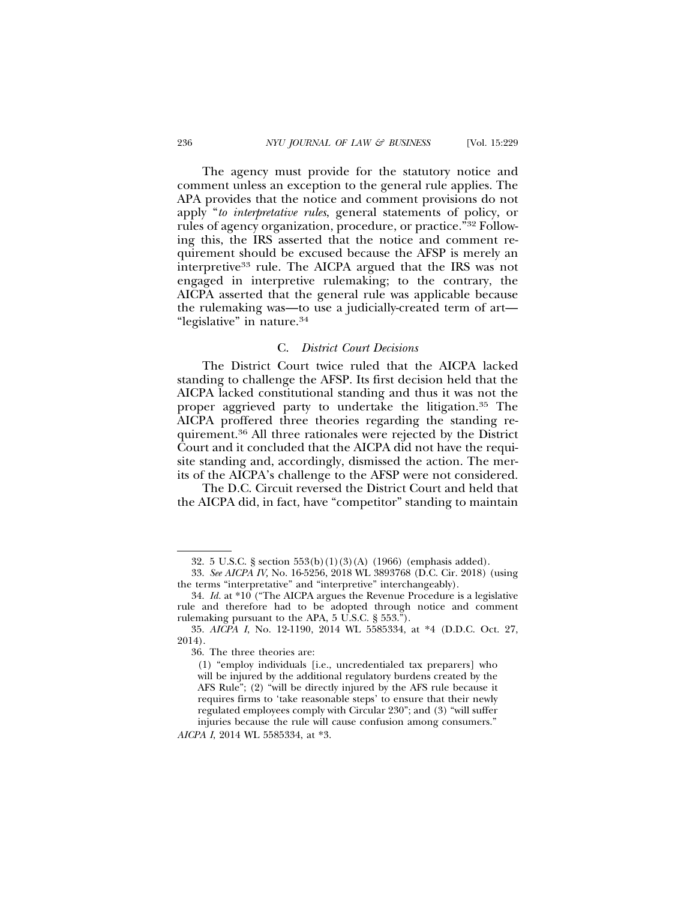The agency must provide for the statutory notice and comment unless an exception to the general rule applies. The APA provides that the notice and comment provisions do not apply "*to interpretative rules*, general statements of policy, or rules of agency organization, procedure, or practice."[32] Following this, the IRS asserted that the notice and comment requirement should be excused because the AFSP is merely an interpretive[33] rule. The AICPA argued that the IRS was not engaged in interpretive rulemaking; to the contrary, the AICPA asserted that the general rule was applicable because the rulemaking was—to use a judicially-created term of art—"legislative" in nature.[34]

### C. *District Court Decisions*

The District Court twice ruled that the AICPA lacked standing to challenge the AFSP. Its first decision held that the AICPA lacked constitutional standing and thus it was not the proper aggrieved party to undertake the litigation.[35] The AICPA proffered three theories regarding the standing requirement.[36] All three rationales were rejected by the District Court and it concluded that the AICPA did not have the requisite standing and, accordingly, dismissed the action. The merits of the AICPA's challenge to the AFSP were not considered.

The D.C. Circuit reversed the District Court and held that the AICPA did, in fact, have "competitor" standing to maintain

---

32. 5 U.S.C. § section 553(b)(1)(3)(A) (1966) (emphasis added).

33. *See AICPA IV*, No. 16-5256, 2018 WL 3893768 (D.C. Cir. 2018) (using the terms "interpretative" and "interpretive" interchangeably).

34. *Id.* at *10 ("The AICPA argues the Revenue Procedure is a legislative rule and therefore had to be adopted through notice and comment rulemaking pursuant to the APA, 5 U.S.C. § 553.").

35. *AICPA I*, No. 12-1190, 2014 WL 5585334, at *4 (D.D.C. Oct. 27, 2014).

36. The three theories are:

> (1) "employ individuals [i.e., uncredentialed tax preparers] who will be injured by the additional regulatory burdens created by the AFS Rule"; (2) "will be directly injured by the AFS rule because it requires firms to 'take reasonable steps' to ensure that their newly regulated employees comply with Circular 230"; and (3) "will suffer injuries because the rule will cause confusion among consumers."

*AICPA I*, 2014 WL 5585334, at *3.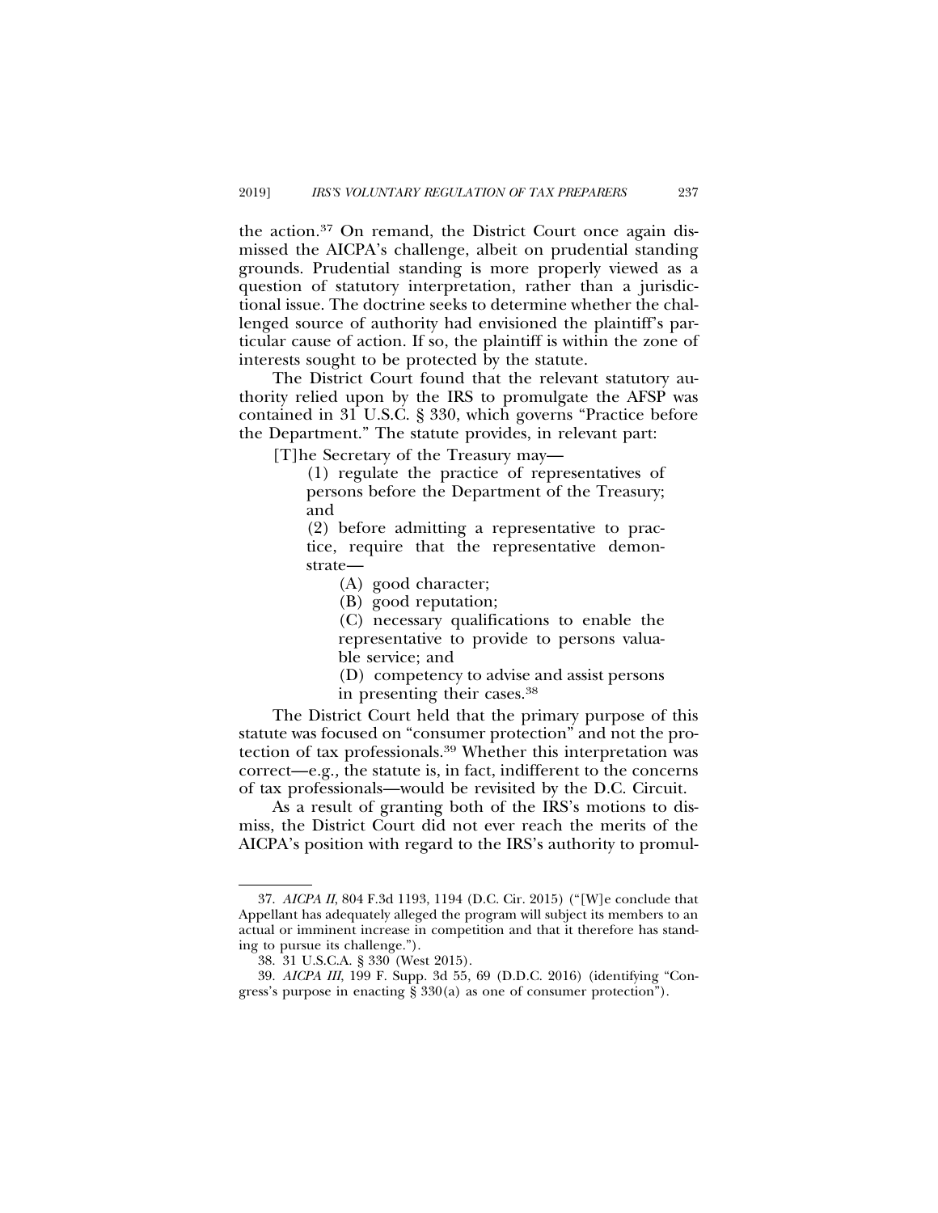the action.[37] On remand, the District Court once again dismissed the AICPA's challenge, albeit on prudential standing grounds. Prudential standing is more properly viewed as a question of statutory interpretation, rather than a jurisdictional issue. The doctrine seeks to determine whether the challenged source of authority had envisioned the plaintiff's particular cause of action. If so, the plaintiff is within the zone of interests sought to be protected by the statute.

The District Court found that the relevant statutory authority relied upon by the IRS to promulgate the AFSP was contained in 31 U.S.C. § 330, which governs "Practice before the Department." The statute provides, in relevant part:

> [T]he Secretary of the Treasury may—
>
> (1) regulate the practice of representatives of persons before the Department of the Treasury; and
>
> (2) before admitting a representative to practice, require that the representative demonstrate—
>
> (A) good character;
>
> (B) good reputation;
>
> (C) necessary qualifications to enable the representative to provide to persons valuable service; and
>
> (D) competency to advise and assist persons in presenting their cases.[38]

The District Court held that the primary purpose of this statute was focused on "consumer protection" and not the protection of tax professionals.[39] Whether this interpretation was correct—e.g., the statute is, in fact, indifferent to the concerns of tax professionals—would be revisited by the D.C. Circuit.

As a result of granting both of the IRS's motions to dismiss, the District Court did not ever reach the merits of the AICPA's position with regard to the IRS's authority to promul-

---

37. *AICPA II*, 804 F.3d 1193, 1194 (D.C. Cir. 2015) ("[W]e conclude that Appellant has adequately alleged the program will subject its members to an actual or imminent increase in competition and that it therefore has standing to pursue its challenge.").

38. 31 U.S.C.A. § 330 (West 2015).

39. *AICPA III*, 199 F. Supp. 3d 55, 69 (D.D.C. 2016) (identifying "Congress's purpose in enacting § 330(a) as one of consumer protection").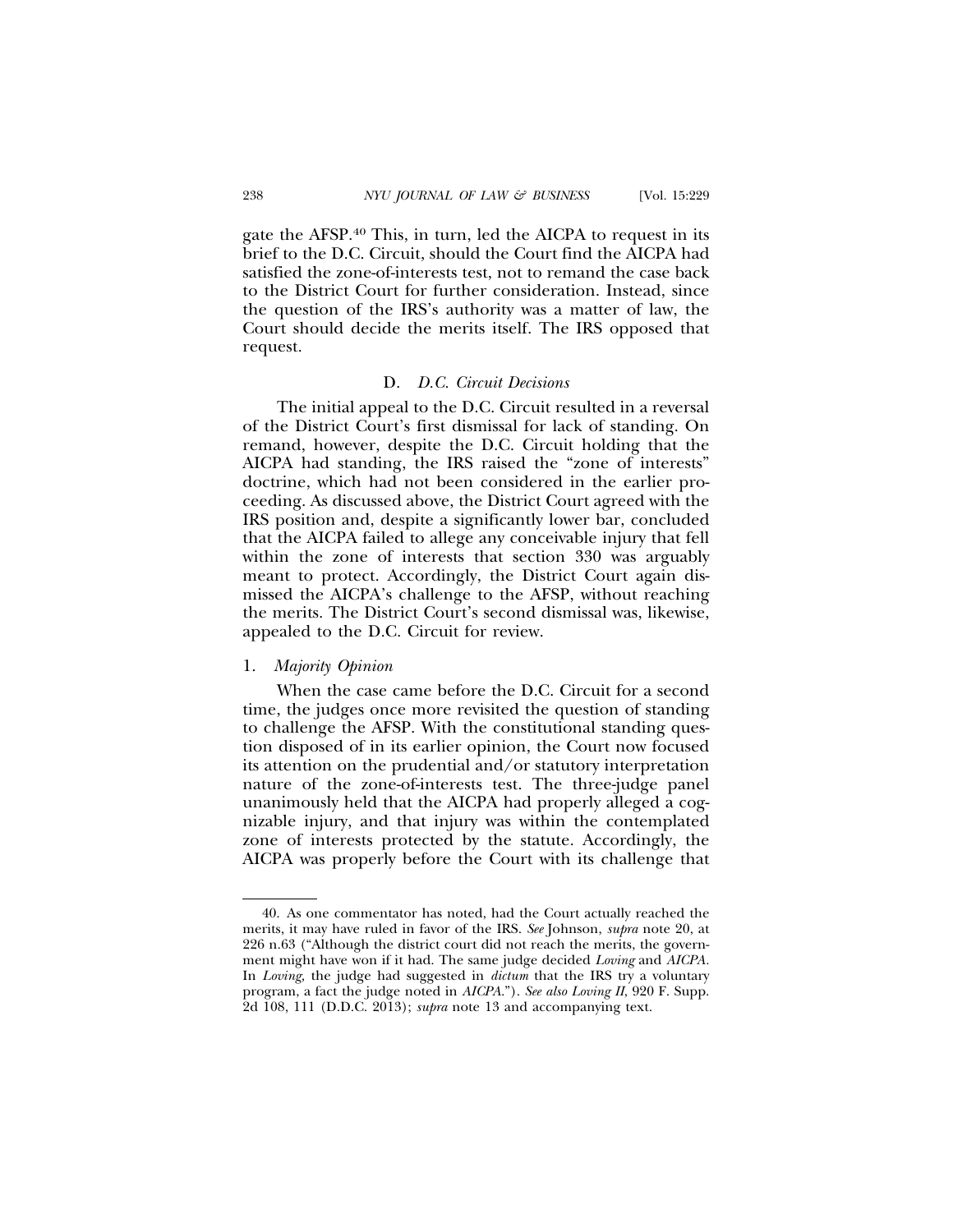gate the AFSP.[40] This, in turn, led the AICPA to request in its brief to the D.C. Circuit, should the Court find the AICPA had satisfied the zone-of-interests test, not to remand the case back to the District Court for further consideration. Instead, since the question of the IRS's authority was a matter of law, the Court should decide the merits itself. The IRS opposed that request.

### D. *D.C. Circuit Decisions*

The initial appeal to the D.C. Circuit resulted in a reversal of the District Court's first dismissal for lack of standing. On remand, however, despite the D.C. Circuit holding that the AICPA had standing, the IRS raised the "zone of interests" doctrine, which had not been considered in the earlier proceeding. As discussed above, the District Court agreed with the IRS position and, despite a significantly lower bar, concluded that the AICPA failed to allege any conceivable injury that fell within the zone of interests that section 330 was arguably meant to protect. Accordingly, the District Court again dismissed the AICPA's challenge to the AFSP, without reaching the merits. The District Court's second dismissal was, likewise, appealed to the D.C. Circuit for review.

#### 1. *Majority Opinion*

When the case came before the D.C. Circuit for a second time, the judges once more revisited the question of standing to challenge the AFSP. With the constitutional standing question disposed of in its earlier opinion, the Court now focused its attention on the prudential and/or statutory interpretation nature of the zone-of-interests test. The three-judge panel unanimously held that the AICPA had properly alleged a cognizable injury, and that injury was within the contemplated zone of interests protected by the statute. Accordingly, the AICPA was properly before the Court with its challenge that

---

40. As one commentator has noted, had the Court actually reached the merits, it may have ruled in favor of the IRS. *See* Johnson, *supra* note 20, at 226 n.63 ("Although the district court did not reach the merits, the government might have won if it had. The same judge decided *Loving* and *AICPA*. In *Loving*, the judge had suggested in *dictum* that the IRS try a voluntary program, a fact the judge noted in *AICPA*."). *See also Loving II*, 920 F. Supp. 2d 108, 111 (D.D.C. 2013); *supra* note 13 and accompanying text.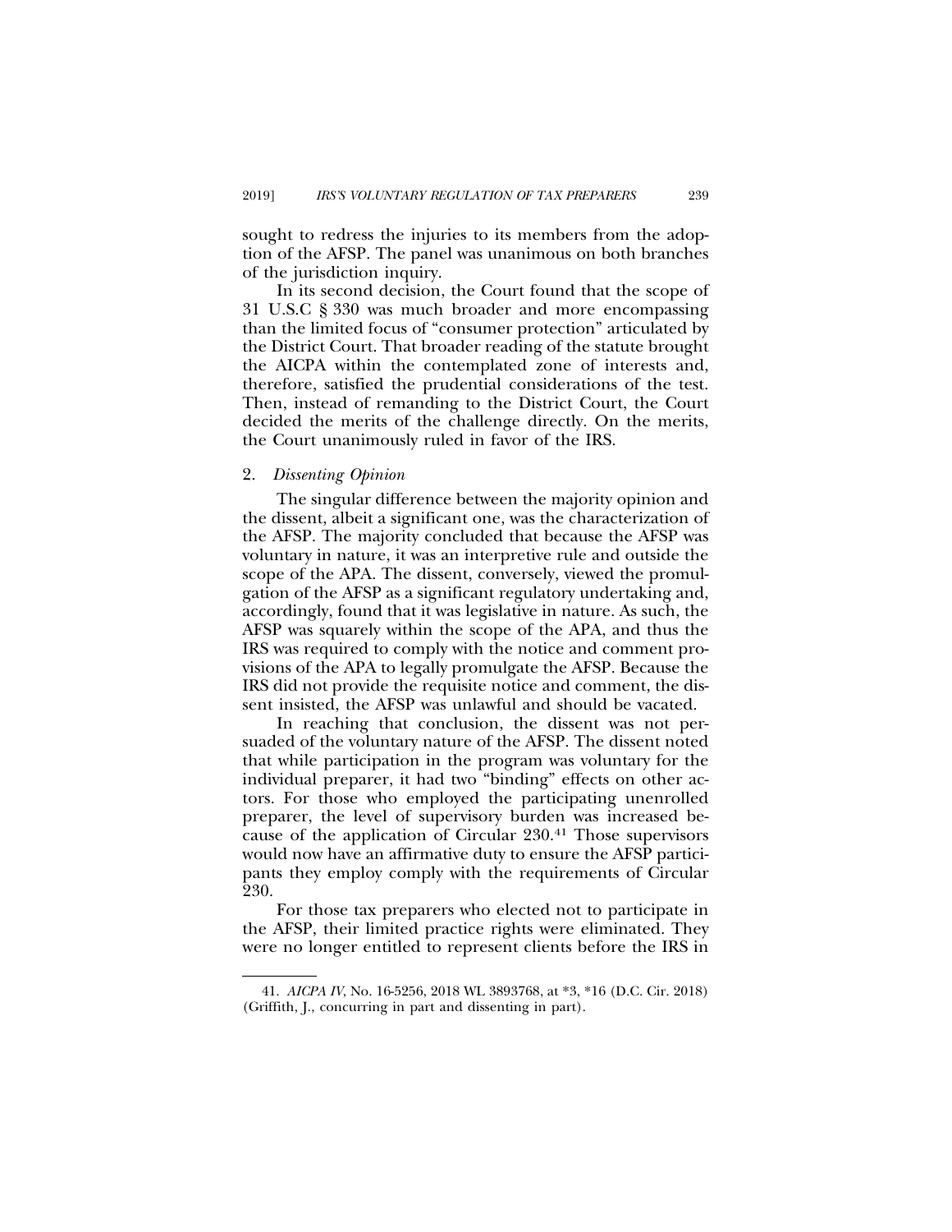sought to redress the injuries to its members from the adoption of the AFSP. The panel was unanimous on both branches of the jurisdiction inquiry.

In its second decision, the Court found that the scope of 31 U.S.C § 330 was much broader and more encompassing than the limited focus of "consumer protection" articulated by the District Court. That broader reading of the statute brought the AICPA within the contemplated zone of interests and, therefore, satisfied the prudential considerations of the test. Then, instead of remanding to the District Court, the Court decided the merits of the challenge directly. On the merits, the Court unanimously ruled in favor of the IRS.

2. *Dissenting Opinion*

The singular difference between the majority opinion and the dissent, albeit a significant one, was the characterization of the AFSP. The majority concluded that because the AFSP was voluntary in nature, it was an interpretive rule and outside the scope of the APA. The dissent, conversely, viewed the promulgation of the AFSP as a significant regulatory undertaking and, accordingly, found that it was legislative in nature. As such, the AFSP was squarely within the scope of the APA, and thus the IRS was required to comply with the notice and comment provisions of the APA to legally promulgate the AFSP. Because the IRS did not provide the requisite notice and comment, the dissent insisted, the AFSP was unlawful and should be vacated.

In reaching that conclusion, the dissent was not persuaded of the voluntary nature of the AFSP. The dissent noted that while participation in the program was voluntary for the individual preparer, it had two "binding" effects on other actors. For those who employed the participating unenrolled preparer, the level of supervisory burden was increased because of the application of Circular 230.[41] Those supervisors would now have an affirmative duty to ensure the AFSP participants they employ comply with the requirements of Circular 230.

For those tax preparers who elected not to participate in the AFSP, their limited practice rights were eliminated. They were no longer entitled to represent clients before the IRS in

41. *AICPA IV*, No. 16-5256, 2018 WL 3893768, at *3, *16 (D.C. Cir. 2018) (Griffith, J., concurring in part and dissenting in part).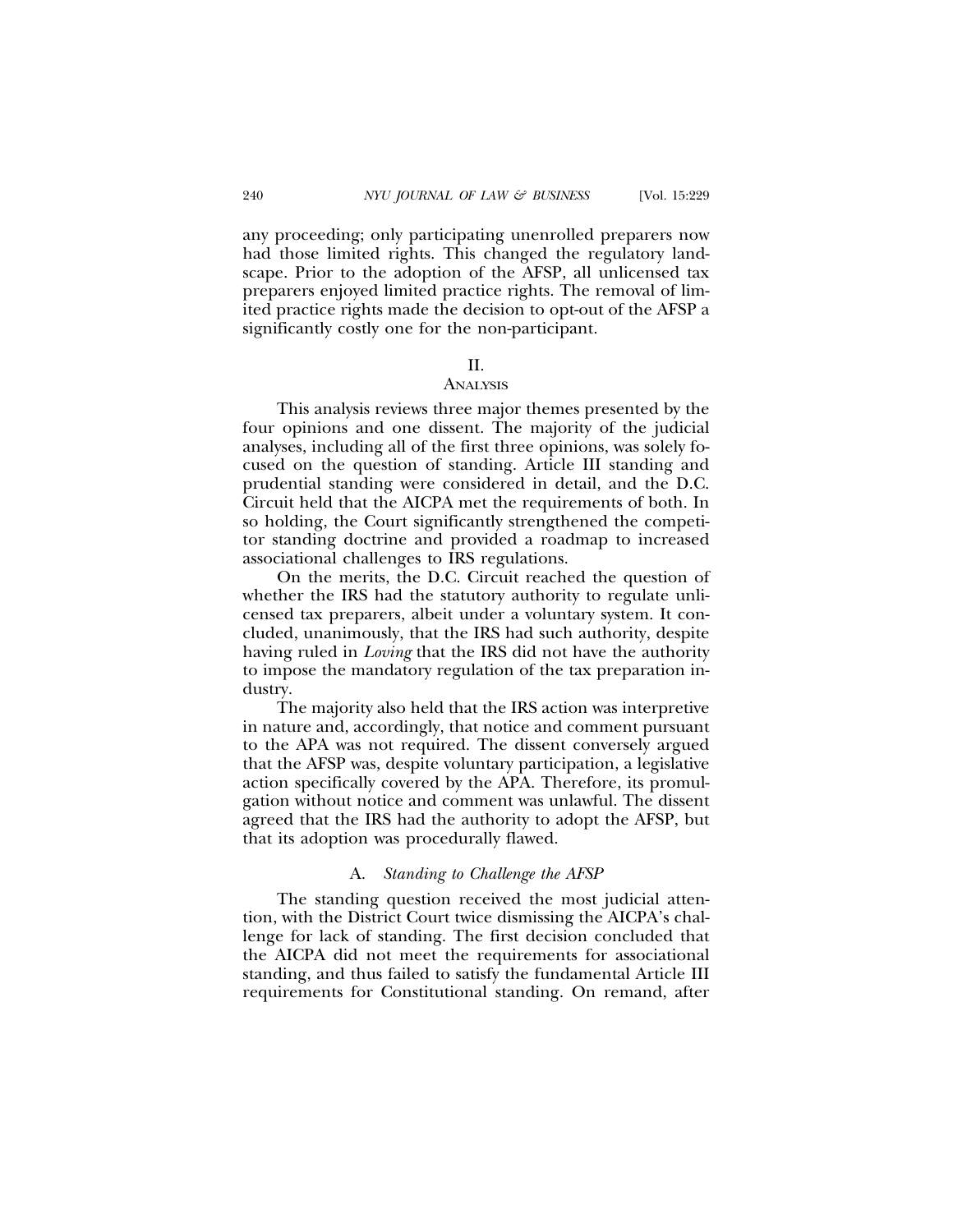any proceeding; only participating unenrolled preparers now had those limited rights. This changed the regulatory landscape. Prior to the adoption of the AFSP, all unlicensed tax preparers enjoyed limited practice rights. The removal of limited practice rights made the decision to opt-out of the AFSP a significantly costly one for the non-participant.

## II.
## Analysis

This analysis reviews three major themes presented by the four opinions and one dissent. The majority of the judicial analyses, including all of the first three opinions, was solely focused on the question of standing. Article III standing and prudential standing were considered in detail, and the D.C. Circuit held that the AICPA met the requirements of both. In so holding, the Court significantly strengthened the competitor standing doctrine and provided a roadmap to increased associational challenges to IRS regulations.

On the merits, the D.C. Circuit reached the question of whether the IRS had the statutory authority to regulate unlicensed tax preparers, albeit under a voluntary system. It concluded, unanimously, that the IRS had such authority, despite having ruled in *Loving* that the IRS did not have the authority to impose the mandatory regulation of the tax preparation industry.

The majority also held that the IRS action was interpretive in nature and, accordingly, that notice and comment pursuant to the APA was not required. The dissent conversely argued that the AFSP was, despite voluntary participation, a legislative action specifically covered by the APA. Therefore, its promulgation without notice and comment was unlawful. The dissent agreed that the IRS had the authority to adopt the AFSP, but that its adoption was procedurally flawed.

### A. *Standing to Challenge the AFSP*

The standing question received the most judicial attention, with the District Court twice dismissing the AICPA's challenge for lack of standing. The first decision concluded that the AICPA did not meet the requirements for associational standing, and thus failed to satisfy the fundamental Article III requirements for Constitutional standing. On remand, after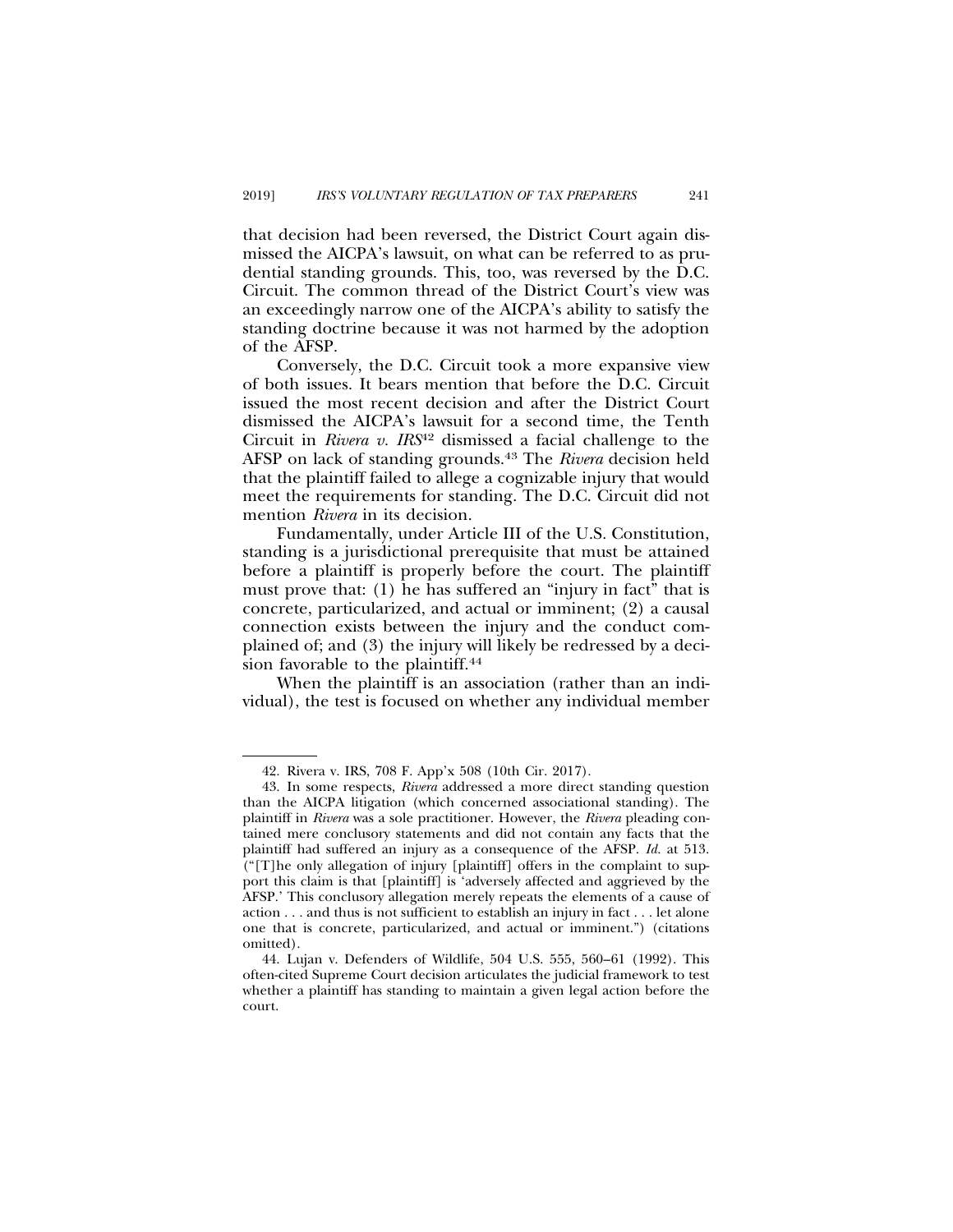that decision had been reversed, the District Court again dismissed the AICPA's lawsuit, on what can be referred to as prudential standing grounds. This, too, was reversed by the D.C. Circuit. The common thread of the District Court's view was an exceedingly narrow one of the AICPA's ability to satisfy the standing doctrine because it was not harmed by the adoption of the AFSP.

Conversely, the D.C. Circuit took a more expansive view of both issues. It bears mention that before the D.C. Circuit issued the most recent decision and after the District Court dismissed the AICPA's lawsuit for a second time, the Tenth Circuit in *Rivera v. IRS*[42] dismissed a facial challenge to the AFSP on lack of standing grounds.[43] The *Rivera* decision held that the plaintiff failed to allege a cognizable injury that would meet the requirements for standing. The D.C. Circuit did not mention *Rivera* in its decision.

Fundamentally, under Article III of the U.S. Constitution, standing is a jurisdictional prerequisite that must be attained before a plaintiff is properly before the court. The plaintiff must prove that: (1) he has suffered an "injury in fact" that is concrete, particularized, and actual or imminent; (2) a causal connection exists between the injury and the conduct complained of; and (3) the injury will likely be redressed by a decision favorable to the plaintiff.[44]

When the plaintiff is an association (rather than an individual), the test is focused on whether any individual member

---

42. Rivera v. IRS, 708 F. App'x 508 (10th Cir. 2017).

43. In some respects, *Rivera* addressed a more direct standing question than the AICPA litigation (which concerned associational standing). The plaintiff in *Rivera* was a sole practitioner. However, the *Rivera* pleading contained mere conclusory statements and did not contain any facts that the plaintiff had suffered an injury as a consequence of the AFSP. *Id.* at 513. ("[T]he only allegation of injury [plaintiff] offers in the complaint to support this claim is that [plaintiff] is 'adversely affected and aggrieved by the AFSP.' This conclusory allegation merely repeats the elements of a cause of action . . . and thus is not sufficient to establish an injury in fact . . . let alone one that is concrete, particularized, and actual or imminent.") (citations omitted).

44. Lujan v. Defenders of Wildlife, 504 U.S. 555, 560–61 (1992). This often-cited Supreme Court decision articulates the judicial framework to test whether a plaintiff has standing to maintain a given legal action before the court.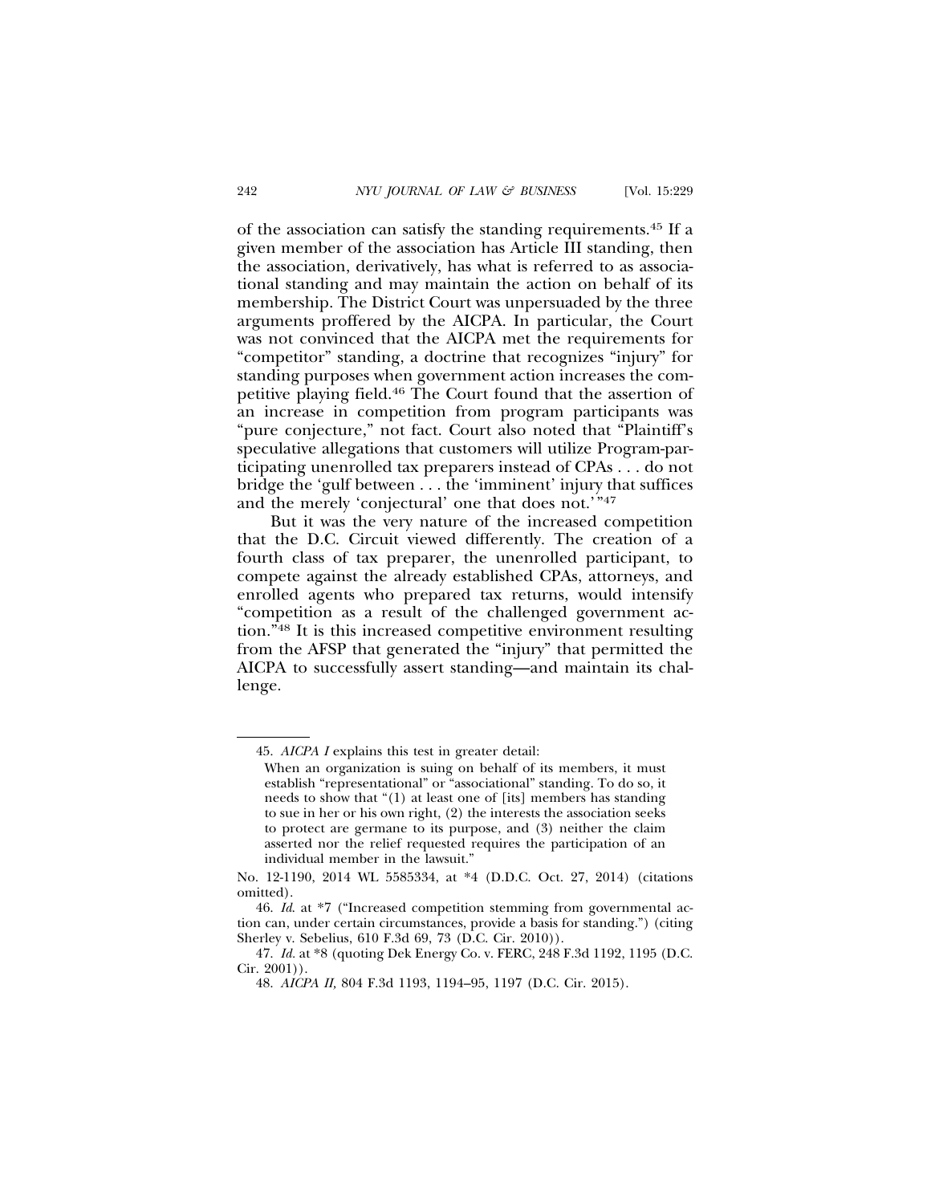of the association can satisfy the standing requirements.[45] If a given member of the association has Article III standing, then the association, derivatively, has what is referred to as associational standing and may maintain the action on behalf of its membership. The District Court was unpersuaded by the three arguments proffered by the AICPA. In particular, the Court was not convinced that the AICPA met the requirements for "competitor" standing, a doctrine that recognizes "injury" for standing purposes when government action increases the competitive playing field.[46] The Court found that the assertion of an increase in competition from program participants was "pure conjecture," not fact. Court also noted that "Plaintiff's speculative allegations that customers will utilize Program-participating unenrolled tax preparers instead of CPAs . . . do not bridge the 'gulf between . . . the 'imminent' injury that suffices and the merely 'conjectural' one that does not.' "[47]

But it was the very nature of the increased competition that the D.C. Circuit viewed differently. The creation of a fourth class of tax preparer, the unenrolled participant, to compete against the already established CPAs, attorneys, and enrolled agents who prepared tax returns, would intensify "competition as a result of the challenged government action."[48] It is this increased competitive environment resulting from the AFSP that generated the "injury" that permitted the AICPA to successfully assert standing—and maintain its challenge.

---

45. *AICPA I* explains this test in greater detail:

> When an organization is suing on behalf of its members, it must establish "representational" or "associational" standing. To do so, it needs to show that "(1) at least one of [its] members has standing to sue in her or his own right, (2) the interests the association seeks to protect are germane to its purpose, and (3) neither the claim asserted nor the relief requested requires the participation of an individual member in the lawsuit."

No. 12-1190, 2014 WL 5585334, at *4 (D.D.C. Oct. 27, 2014) (citations omitted).

46. *Id.* at *7 ("Increased competition stemming from governmental action can, under certain circumstances, provide a basis for standing.") (citing Sherley v. Sebelius, 610 F.3d 69, 73 (D.C. Cir. 2010)).

47. *Id.* at *8 (quoting Dek Energy Co. v. FERC, 248 F.3d 1192, 1195 (D.C. Cir. 2001)).

48. *AICPA II,* 804 F.3d 1193, 1194–95, 1197 (D.C. Cir. 2015).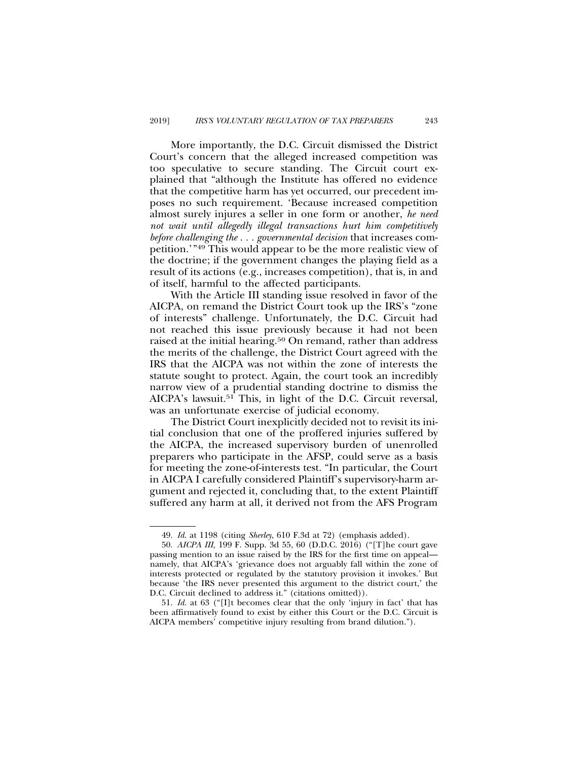More importantly, the D.C. Circuit dismissed the District Court's concern that the alleged increased competition was too speculative to secure standing. The Circuit court explained that "although the Institute has offered no evidence that the competitive harm has yet occurred, our precedent imposes no such requirement. 'Because increased competition almost surely injures a seller in one form or another, *he need not wait until allegedly illegal transactions hurt him competitively before challenging the . . . governmental decision* that increases competition.'"[49] This would appear to be the more realistic view of the doctrine; if the government changes the playing field as a result of its actions (e.g., increases competition), that is, in and of itself, harmful to the affected participants.

With the Article III standing issue resolved in favor of the AICPA, on remand the District Court took up the IRS's "zone of interests" challenge. Unfortunately, the D.C. Circuit had not reached this issue previously because it had not been raised at the initial hearing.[50] On remand, rather than address the merits of the challenge, the District Court agreed with the IRS that the AICPA was not within the zone of interests the statute sought to protect. Again, the court took an incredibly narrow view of a prudential standing doctrine to dismiss the AICPA's lawsuit.[51] This, in light of the D.C. Circuit reversal, was an unfortunate exercise of judicial economy.

The District Court inexplicitly decided not to revisit its initial conclusion that one of the proffered injuries suffered by the AICPA, the increased supervisory burden of unenrolled preparers who participate in the AFSP, could serve as a basis for meeting the zone-of-interests test. "In particular, the Court in AICPA I carefully considered Plaintiff's supervisory-harm argument and rejected it, concluding that, to the extent Plaintiff suffered any harm at all, it derived not from the AFS Program

---

49. *Id.* at 1198 (citing *Sherley*, 610 F.3d at 72) (emphasis added).

50. *AICPA III,* 199 F. Supp. 3d 55, 60 (D.D.C. 2016) ("[T]he court gave passing mention to an issue raised by the IRS for the first time on appeal—namely, that AICPA's 'grievance does not arguably fall within the zone of interests protected or regulated by the statutory provision it invokes.' But because 'the IRS never presented this argument to the district court,' the D.C. Circuit declined to address it." (citations omitted)).

51. *Id.* at 63 ("[I]t becomes clear that the only 'injury in fact' that has been affirmatively found to exist by either this Court or the D.C. Circuit is AICPA members' competitive injury resulting from brand dilution.").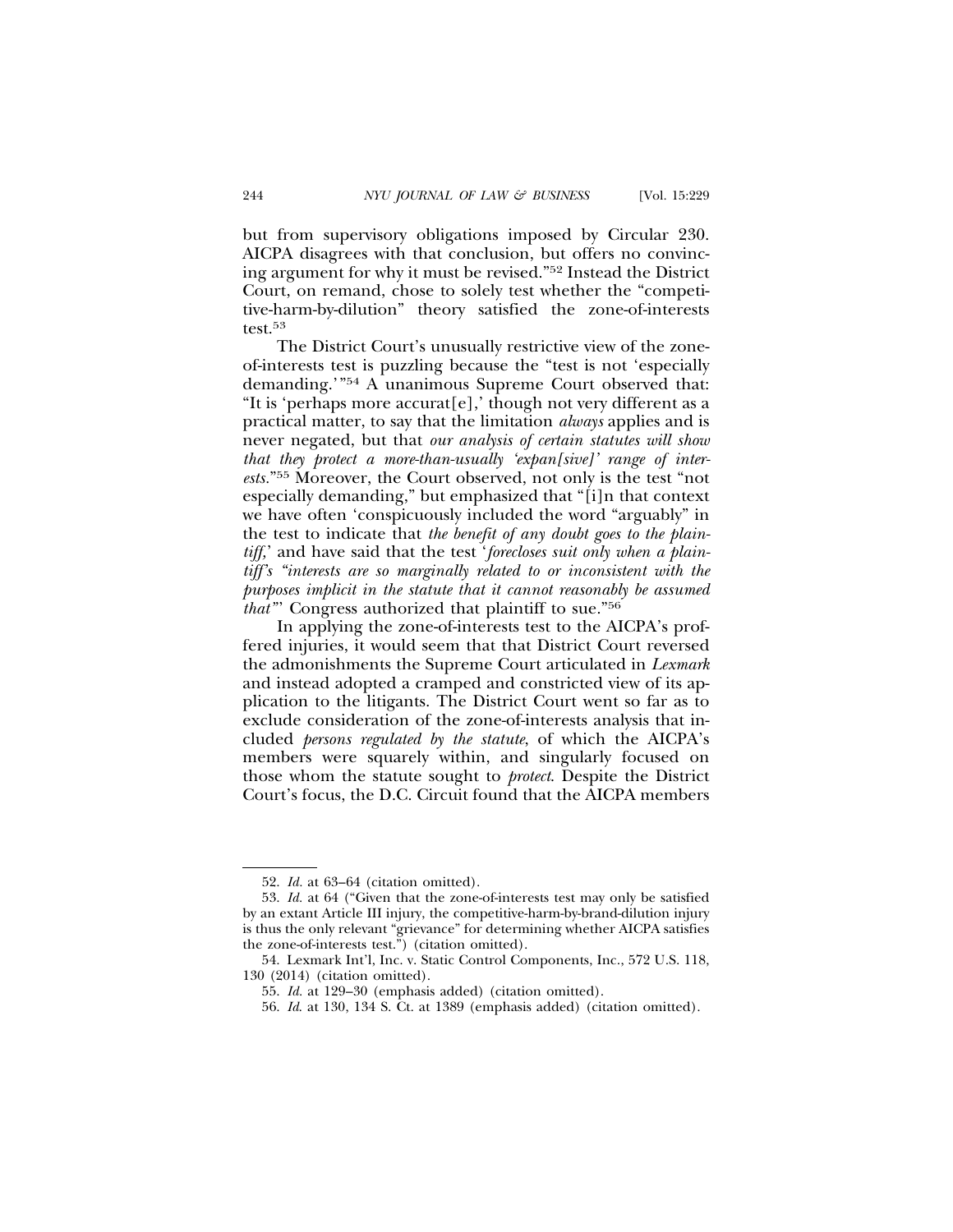but from supervisory obligations imposed by Circular 230. AICPA disagrees with that conclusion, but offers no convincing argument for why it must be revised."[52] Instead the District Court, on remand, chose to solely test whether the "competitive-harm-by-dilution" theory satisfied the zone-of-interests test.[53]

The District Court's unusually restrictive view of the zone-of-interests test is puzzling because the "test is not 'especially demanding.'"[54] A unanimous Supreme Court observed that: "It is 'perhaps more accurat[e],' though not very different as a practical matter, to say that the limitation *always* applies and is never negated, but that *our analysis of certain statutes will show that they protect a more-than-usually 'expan[sive]' range of interests*."[55] Moreover, the Court observed, not only is the test "not especially demanding," but emphasized that "[i]n that context we have often 'conspicuously included the word "arguably" in the test to indicate that *the benefit of any doubt goes to the plaintiff*,' and have said that the test '*forecloses suit only when a plaintiff's "interests are so marginally related to or inconsistent with the purposes implicit in the statute that it cannot reasonably be assumed that"*' Congress authorized that plaintiff to sue."[56]

In applying the zone-of-interests test to the AICPA's proffered injuries, it would seem that that District Court reversed the admonishments the Supreme Court articulated in *Lexmark* and instead adopted a cramped and constricted view of its application to the litigants. The District Court went so far as to exclude consideration of the zone-of-interests analysis that included *persons regulated by the statute*, of which the AICPA's members were squarely within, and singularly focused on those whom the statute sought to *protect*. Despite the District Court's focus, the D.C. Circuit found that the AICPA members

---

52. *Id.* at 63–64 (citation omitted).

53. *Id.* at 64 ("Given that the zone-of-interests test may only be satisfied by an extant Article III injury, the competitive-harm-by-brand-dilution injury is thus the only relevant "grievance" for determining whether AICPA satisfies the zone-of-interests test.") (citation omitted).

54. Lexmark Int'l, Inc. v. Static Control Components, Inc., 572 U.S. 118, 130 (2014) (citation omitted).

55. *Id.* at 129–30 (emphasis added) (citation omitted).

56. *Id*. at 130, 134 S. Ct. at 1389 (emphasis added) (citation omitted).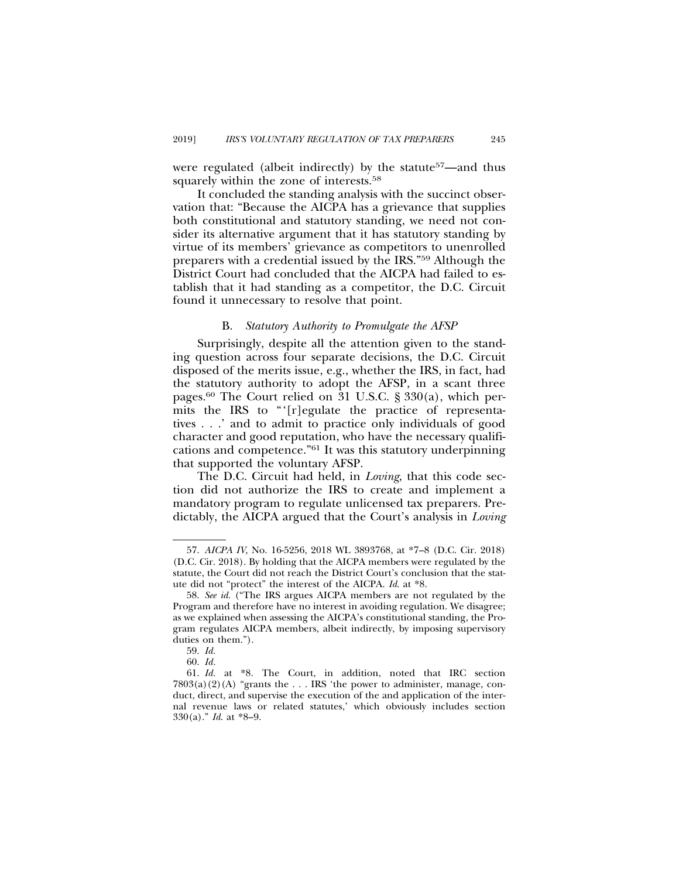were regulated (albeit indirectly) by the statute[57]—and thus squarely within the zone of interests.[58]

It concluded the standing analysis with the succinct observation that: "Because the AICPA has a grievance that supplies both constitutional and statutory standing, we need not consider its alternative argument that it has statutory standing by virtue of its members' grievance as competitors to unenrolled preparers with a credential issued by the IRS."[59] Although the District Court had concluded that the AICPA had failed to establish that it had standing as a competitor, the D.C. Circuit found it unnecessary to resolve that point.

### B. *Statutory Authority to Promulgate the AFSP*

Surprisingly, despite all the attention given to the standing question across four separate decisions, the D.C. Circuit disposed of the merits issue, e.g., whether the IRS, in fact, had the statutory authority to adopt the AFSP, in a scant three pages.[60] The Court relied on 31 U.S.C. § 330(a), which permits the IRS to "'[r]egulate the practice of representatives . . .' and to admit to practice only individuals of good character and good reputation, who have the necessary qualifications and competence."[61] It was this statutory underpinning that supported the voluntary AFSP.

The D.C. Circuit had held, in *Loving*, that this code section did not authorize the IRS to create and implement a mandatory program to regulate unlicensed tax preparers. Predictably, the AICPA argued that the Court's analysis in *Loving*

---

57. *AICPA IV*, No. 16-5256, 2018 WL 3893768, at *7–8 (D.C. Cir. 2018) (D.C. Cir. 2018). By holding that the AICPA members were regulated by the statute, the Court did not reach the District Court's conclusion that the statute did not "protect" the interest of the AICPA. *Id.* at *8.

58. *See id.* ("The IRS argues AICPA members are not regulated by the Program and therefore have no interest in avoiding regulation. We disagree; as we explained when assessing the AICPA's constitutional standing, the Program regulates AICPA members, albeit indirectly, by imposing supervisory duties on them.").

59. *Id.*

60. *Id.*

61. *Id.* at *8. The Court, in addition, noted that IRC section 7803(a)(2)(A) "grants the . . . IRS 'the power to administer, manage, conduct, direct, and supervise the execution of the and application of the internal revenue laws or related statutes,' which obviously includes section 330(a)." *Id.* at *8–9.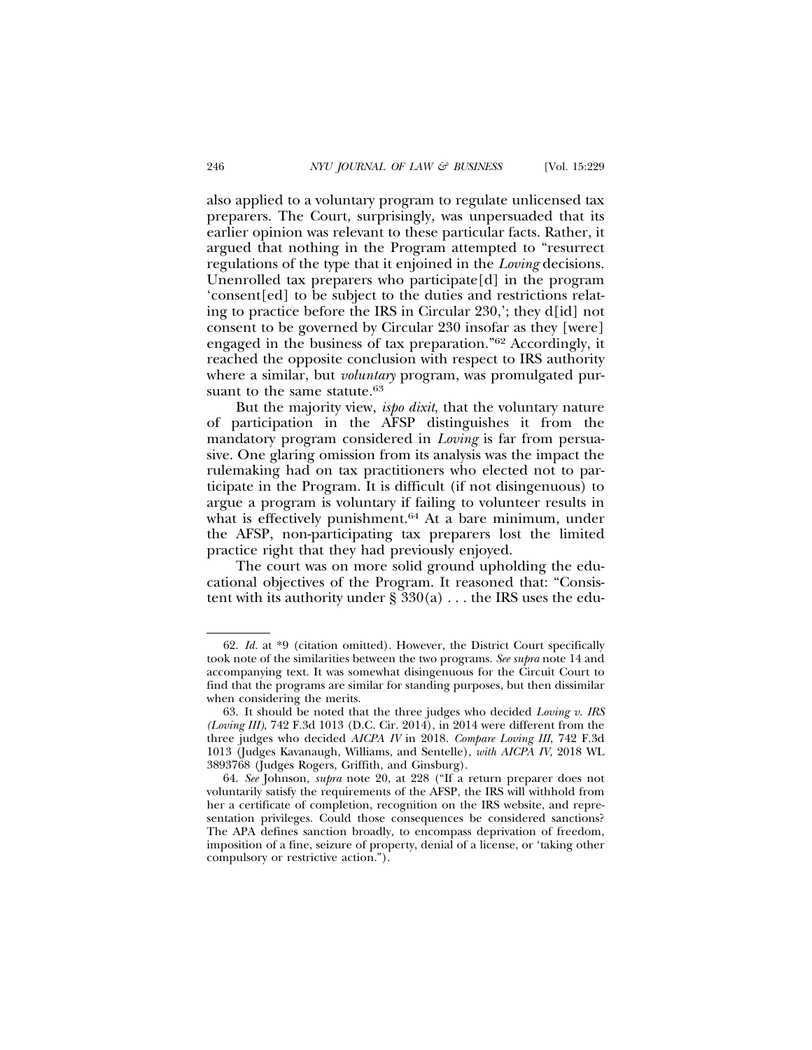also applied to a voluntary program to regulate unlicensed tax preparers. The Court, surprisingly, was unpersuaded that its earlier opinion was relevant to these particular facts. Rather, it argued that nothing in the Program attempted to "resurrect regulations of the type that it enjoined in the *Loving* decisions. Unenrolled tax preparers who participate[d] in the program 'consent[ed] to be subject to the duties and restrictions relating to practice before the IRS in Circular 230,'; they d[id] not consent to be governed by Circular 230 insofar as they [were] engaged in the business of tax preparation."[62] Accordingly, it reached the opposite conclusion with respect to IRS authority where a similar, but *voluntary* program, was promulgated pursuant to the same statute.[63]

But the majority view, *ispo dixit*, that the voluntary nature of participation in the AFSP distinguishes it from the mandatory program considered in *Loving* is far from persuasive. One glaring omission from its analysis was the impact the rulemaking had on tax practitioners who elected not to participate in the Program. It is difficult (if not disingenuous) to argue a program is voluntary if failing to volunteer results in what is effectively punishment.[64] At a bare minimum, under the AFSP, non-participating tax preparers lost the limited practice right that they had previously enjoyed.

The court was on more solid ground upholding the educational objectives of the Program. It reasoned that: "Consistent with its authority under § 330(a) . . . the IRS uses the edu-

---

62. *Id.* at *9 (citation omitted). However, the District Court specifically took note of the similarities between the two programs. *See supra* note 14 and accompanying text. It was somewhat disingenuous for the Circuit Court to find that the programs are similar for standing purposes, but then dissimilar when considering the merits.

63. It should be noted that the three judges who decided *Loving v. IRS (Loving III)*, 742 F.3d 1013 (D.C. Cir. 2014), in 2014 were different from the three judges who decided *AICPA IV* in 2018. *Compare Loving III*, 742 F.3d 1013 (Judges Kavanaugh, Williams, and Sentelle), *with AICPA IV*, 2018 WL 3893768 (Judges Rogers, Griffith, and Ginsburg).

64. *See* Johnson, *supra* note 20, at 228 ("If a return preparer does not voluntarily satisfy the requirements of the AFSP, the IRS will withhold from her a certificate of completion, recognition on the IRS website, and representation privileges. Could those consequences be considered sanctions? The APA defines sanction broadly, to encompass deprivation of freedom, imposition of a fine, seizure of property, denial of a license, or 'taking other compulsory or restrictive action.'").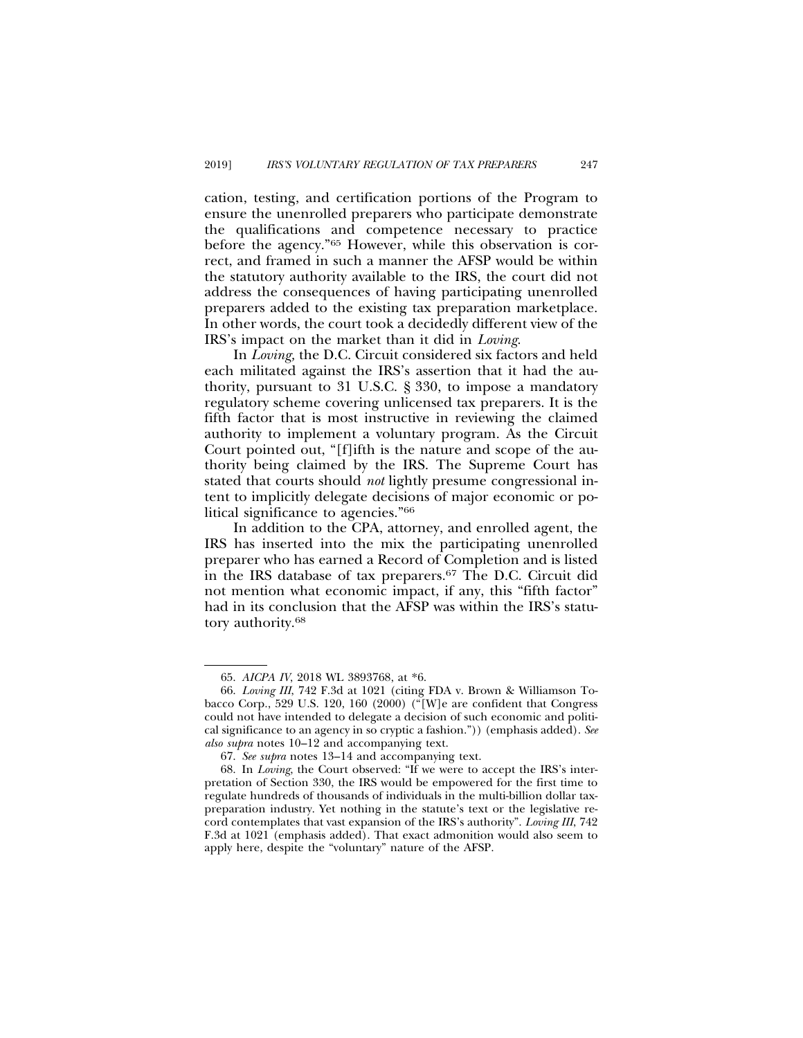cation, testing, and certification portions of the Program to ensure the unenrolled preparers who participate demonstrate the qualifications and competence necessary to practice before the agency."[65] However, while this observation is correct, and framed in such a manner the AFSP would be within the statutory authority available to the IRS, the court did not address the consequences of having participating unenrolled preparers added to the existing tax preparation marketplace. In other words, the court took a decidedly different view of the IRS's impact on the market than it did in *Loving*.

In *Loving,* the D.C. Circuit considered six factors and held each militated against the IRS's assertion that it had the authority, pursuant to 31 U.S.C. § 330, to impose a mandatory regulatory scheme covering unlicensed tax preparers. It is the fifth factor that is most instructive in reviewing the claimed authority to implement a voluntary program. As the Circuit Court pointed out, "[f]ifth is the nature and scope of the authority being claimed by the IRS. The Supreme Court has stated that courts should *not* lightly presume congressional intent to implicitly delegate decisions of major economic or political significance to agencies."[66]

In addition to the CPA, attorney, and enrolled agent, the IRS has inserted into the mix the participating unenrolled preparer who has earned a Record of Completion and is listed in the IRS database of tax preparers.[67] The D.C. Circuit did not mention what economic impact, if any, this "fifth factor" had in its conclusion that the AFSP was within the IRS's statutory authority.[68]

---

65. *AICPA IV*, 2018 WL 3893768, at *6.

66. *Loving III*, 742 F.3d at 1021 (citing FDA v. Brown & Williamson Tobacco Corp., 529 U.S. 120, 160 (2000) ("[W]e are confident that Congress could not have intended to delegate a decision of such economic and political significance to an agency in so cryptic a fashion.")) (emphasis added). *See also supra* notes 10–12 and accompanying text.

67. *See supra* notes 13–14 and accompanying text.

68. In *Loving*, the Court observed: "If we were to accept the IRS's interpretation of Section 330, the IRS would be empowered for the first time to regulate hundreds of thousands of individuals in the multi-billion dollar tax-preparation industry. Yet nothing in the statute's text or the legislative record contemplates that vast expansion of the IRS's authority". *Loving III*, 742 F.3d at 1021 (emphasis added). That exact admonition would also seem to apply here, despite the "voluntary" nature of the AFSP.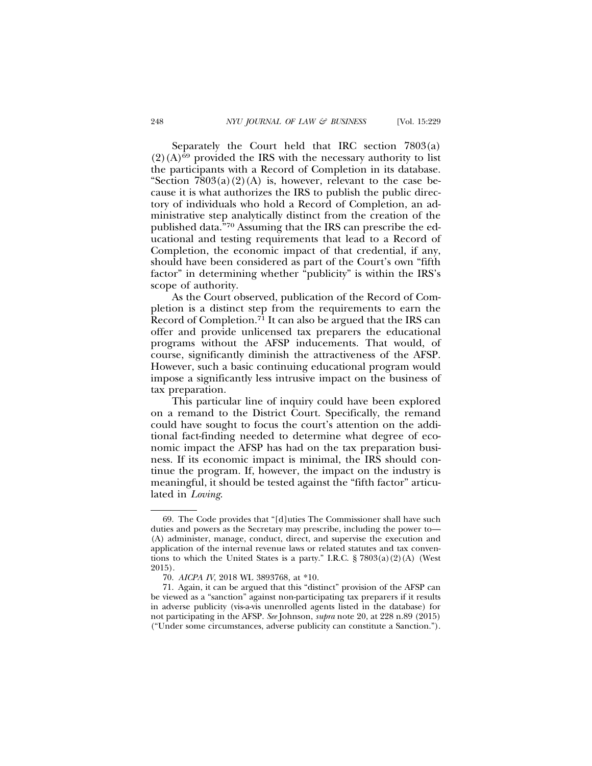Separately the Court held that IRC section 7803(a)(2)(A)[69] provided the IRS with the necessary authority to list the participants with a Record of Completion in its database. "Section 7803(a)(2)(A) is, however, relevant to the case because it is what authorizes the IRS to publish the public directory of individuals who hold a Record of Completion, an administrative step analytically distinct from the creation of the published data."[70] Assuming that the IRS can prescribe the educational and testing requirements that lead to a Record of Completion, the economic impact of that credential, if any, should have been considered as part of the Court's own "fifth factor" in determining whether "publicity" is within the IRS's scope of authority.

As the Court observed, publication of the Record of Completion is a distinct step from the requirements to earn the Record of Completion.[71] It can also be argued that the IRS can offer and provide unlicensed tax preparers the educational programs without the AFSP inducements. That would, of course, significantly diminish the attractiveness of the AFSP. However, such a basic continuing educational program would impose a significantly less intrusive impact on the business of tax preparation.

This particular line of inquiry could have been explored on a remand to the District Court. Specifically, the remand could have sought to focus the court's attention on the additional fact-finding needed to determine what degree of economic impact the AFSP has had on the tax preparation business. If its economic impact is minimal, the IRS should continue the program. If, however, the impact on the industry is meaningful, it should be tested against the "fifth factor" articulated in *Loving*.

---

69. The Code provides that "[d]uties The Commissioner shall have such duties and powers as the Secretary may prescribe, including the power to— (A) administer, manage, conduct, direct, and supervise the execution and application of the internal revenue laws or related statutes and tax conventions to which the United States is a party." I.R.C. § 7803(a)(2)(A) (West 2015).

70. *AICPA IV*, 2018 WL 3893768, at *10.

71. Again, it can be argued that this "distinct" provision of the AFSP can be viewed as a "sanction" against non-participating tax preparers if it results in adverse publicity (vis-a-vis unenrolled agents listed in the database) for not participating in the AFSP. *See* Johnson, *supra* note 20, at 228 n.89 (2015) ("Under some circumstances, adverse publicity can constitute a Sanction.").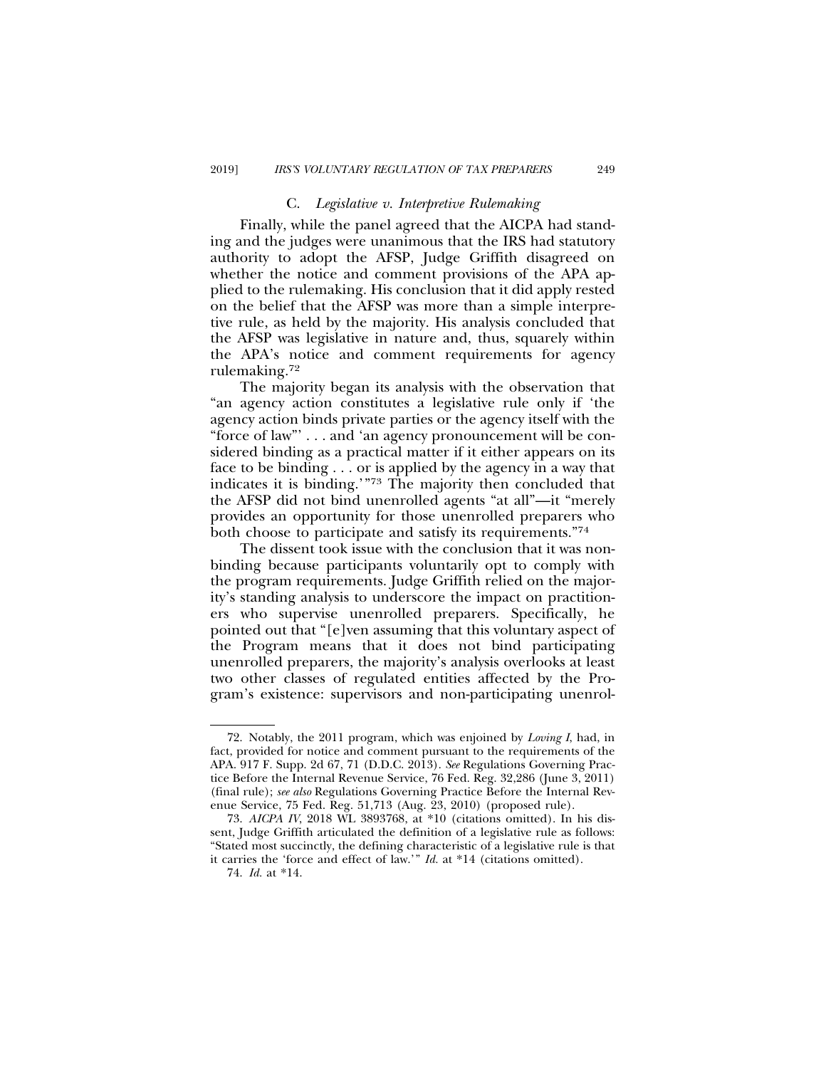### C. *Legislative v. Interpretive Rulemaking*

Finally, while the panel agreed that the AICPA had standing and the judges were unanimous that the IRS had statutory authority to adopt the AFSP, Judge Griffith disagreed on whether the notice and comment provisions of the APA applied to the rulemaking. His conclusion that it did apply rested on the belief that the AFSP was more than a simple interpretive rule, as held by the majority. His analysis concluded that the AFSP was legislative in nature and, thus, squarely within the APA's notice and comment requirements for agency rulemaking.[72]

The majority began its analysis with the observation that "an agency action constitutes a legislative rule only if 'the agency action binds private parties or the agency itself with the "force of law"' . . . and 'an agency pronouncement will be considered binding as a practical matter if it either appears on its face to be binding . . . or is applied by the agency in a way that indicates it is binding.'"[73] The majority then concluded that the AFSP did not bind unenrolled agents "at all"—it "merely provides an opportunity for those unenrolled preparers who both choose to participate and satisfy its requirements."[74]

The dissent took issue with the conclusion that it was nonbinding because participants voluntarily opt to comply with the program requirements. Judge Griffith relied on the majority's standing analysis to underscore the impact on practitioners who supervise unenrolled preparers. Specifically, he pointed out that "[e]ven assuming that this voluntary aspect of the Program means that it does not bind participating unenrolled preparers, the majority's analysis overlooks at least two other classes of regulated entities affected by the Program's existence: supervisors and non-participating unenrol-

---

72. Notably, the 2011 program, which was enjoined by *Loving I*, had, in fact, provided for notice and comment pursuant to the requirements of the APA. 917 F. Supp. 2d 67, 71 (D.D.C. 2013). *See* Regulations Governing Practice Before the Internal Revenue Service, 76 Fed. Reg. 32,286 (June 3, 2011) (final rule); *see also* Regulations Governing Practice Before the Internal Revenue Service, 75 Fed. Reg. 51,713 (Aug. 23, 2010) (proposed rule).

73. *AICPA IV*, 2018 WL 3893768, at *10 (citations omitted). In his dissent, Judge Griffith articulated the definition of a legislative rule as follows: "Stated most succinctly, the defining characteristic of a legislative rule is that it carries the 'force and effect of law.'" *Id.* at *14 (citations omitted).

74. *Id.* at *14.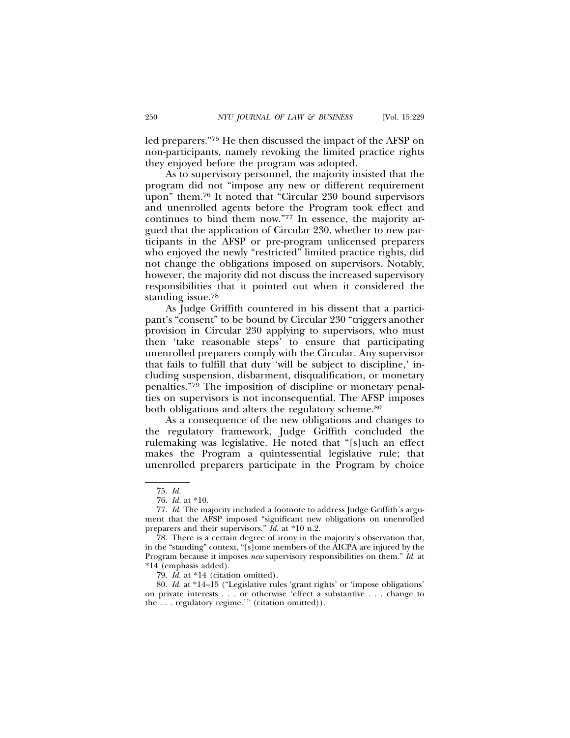led preparers."[75] He then discussed the impact of the AFSP on non-participants, namely revoking the limited practice rights they enjoyed before the program was adopted.

As to supervisory personnel, the majority insisted that the program did not "impose any new or different requirement upon" them.[76] It noted that "Circular 230 bound supervisors and unenrolled agents before the Program took effect and continues to bind them now."[77] In essence, the majority argued that the application of Circular 230, whether to new participants in the AFSP or pre-program unlicensed preparers who enjoyed the newly "restricted" limited practice rights, did not change the obligations imposed on supervisors. Notably, however, the majority did not discuss the increased supervisory responsibilities that it pointed out when it considered the standing issue.[78]

As Judge Griffith countered in his dissent that a participant's "consent" to be bound by Circular 230 "triggers another provision in Circular 230 applying to supervisors, who must then 'take reasonable steps' to ensure that participating unenrolled preparers comply with the Circular. Any supervisor that fails to fulfill that duty 'will be subject to discipline,' including suspension, disbarment, disqualification, or monetary penalties."[79] The imposition of discipline or monetary penalties on supervisors is not inconsequential. The AFSP imposes both obligations and alters the regulatory scheme.[80]

As a consequence of the new obligations and changes to the regulatory framework, Judge Griffith concluded the rulemaking was legislative. He noted that "[s]uch an effect makes the Program a quintessential legislative rule; that unenrolled preparers participate in the Program by choice

---

75. *Id.*

76. *Id.* at *10.

77. *Id.* The majority included a footnote to address Judge Griffith's argument that the AFSP imposed "significant new obligations on unenrolled preparers and their supervisors." *Id.* at *10 n.2.

78. There is a certain degree of irony in the majority's observation that, in the "standing" context, "[s]ome members of the AICPA are injured by the Program because it imposes *new* supervisory responsibilities on them." *Id.* at *14 (emphasis added).

79. *Id.* at *14 (citation omitted).

80. *Id.* at *14–15 ("Legislative rules 'grant rights' or 'impose obligations' on private interests . . . or otherwise 'effect a substantive . . . change to the . . . regulatory regime.'" (citation omitted)).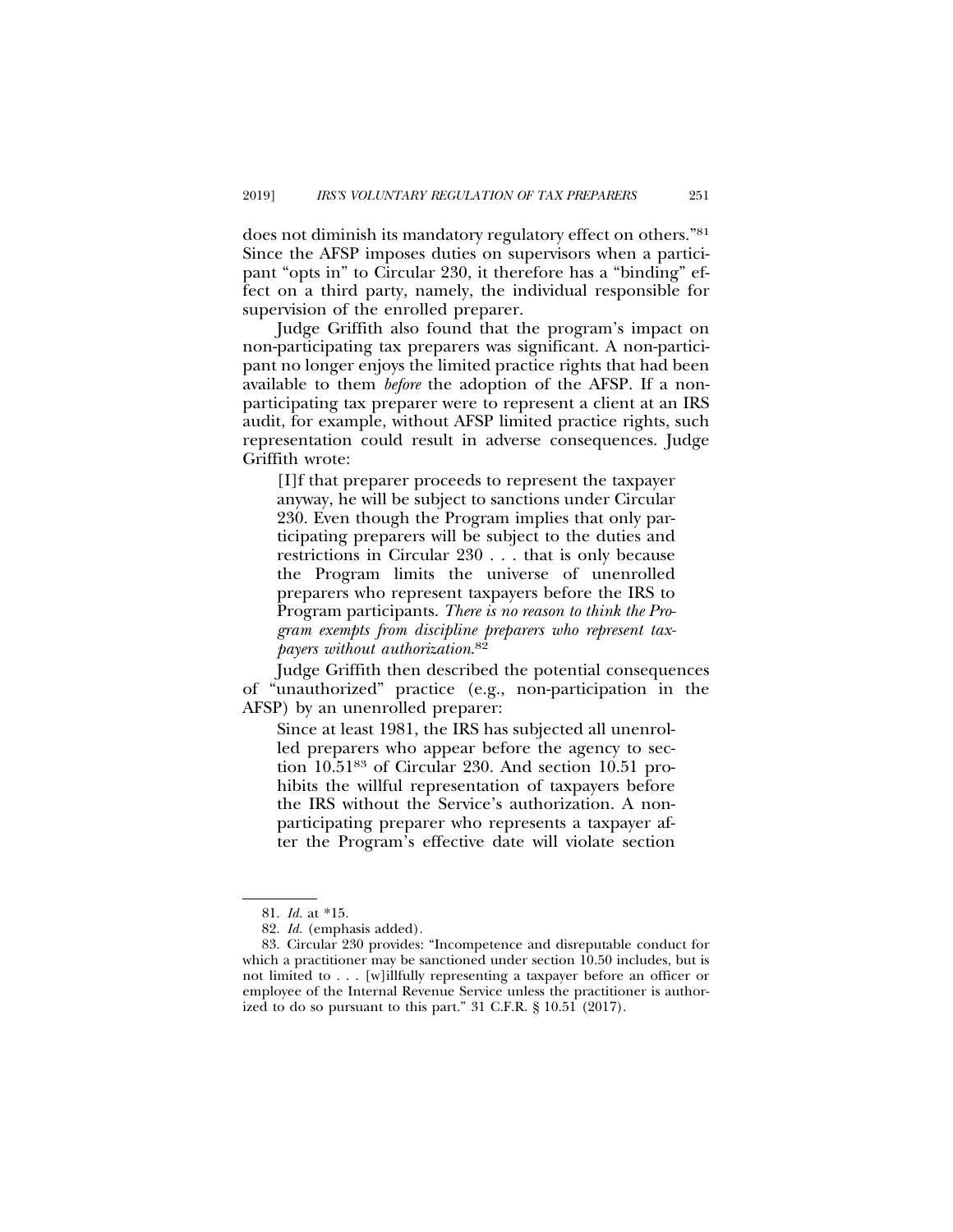does not diminish its mandatory regulatory effect on others."[81] Since the AFSP imposes duties on supervisors when a participant "opts in" to Circular 230, it therefore has a "binding" effect on a third party, namely, the individual responsible for supervision of the enrolled preparer.

Judge Griffith also found that the program's impact on non-participating tax preparers was significant. A non-participant no longer enjoys the limited practice rights that had been available to them *before* the adoption of the AFSP. If a non-participating tax preparer were to represent a client at an IRS audit, for example, without AFSP limited practice rights, such representation could result in adverse consequences. Judge Griffith wrote:

> [I]f that preparer proceeds to represent the taxpayer anyway, he will be subject to sanctions under Circular 230. Even though the Program implies that only participating preparers will be subject to the duties and restrictions in Circular 230 . . . that is only because the Program limits the universe of unenrolled preparers who represent taxpayers before the IRS to Program participants. *There is no reason to think the Program exempts from discipline preparers who represent taxpayers without authorization.*[82]

Judge Griffith then described the potential consequences of "unauthorized" practice (e.g., non-participation in the AFSP) by an unenrolled preparer:

> Since at least 1981, the IRS has subjected all unenrolled preparers who appear before the agency to section 10.51[83] of Circular 230. And section 10.51 prohibits the willful representation of taxpayers before the IRS without the Service's authorization. A non-participating preparer who represents a taxpayer after the Program's effective date will violate section

81. *Id.* at *15.

82. *Id.* (emphasis added).

83. Circular 230 provides: "Incompetence and disreputable conduct for which a practitioner may be sanctioned under section 10.50 includes, but is not limited to . . . [w]illfully representing a taxpayer before an officer or employee of the Internal Revenue Service unless the practitioner is authorized to do so pursuant to this part." 31 C.F.R. § 10.51 (2017).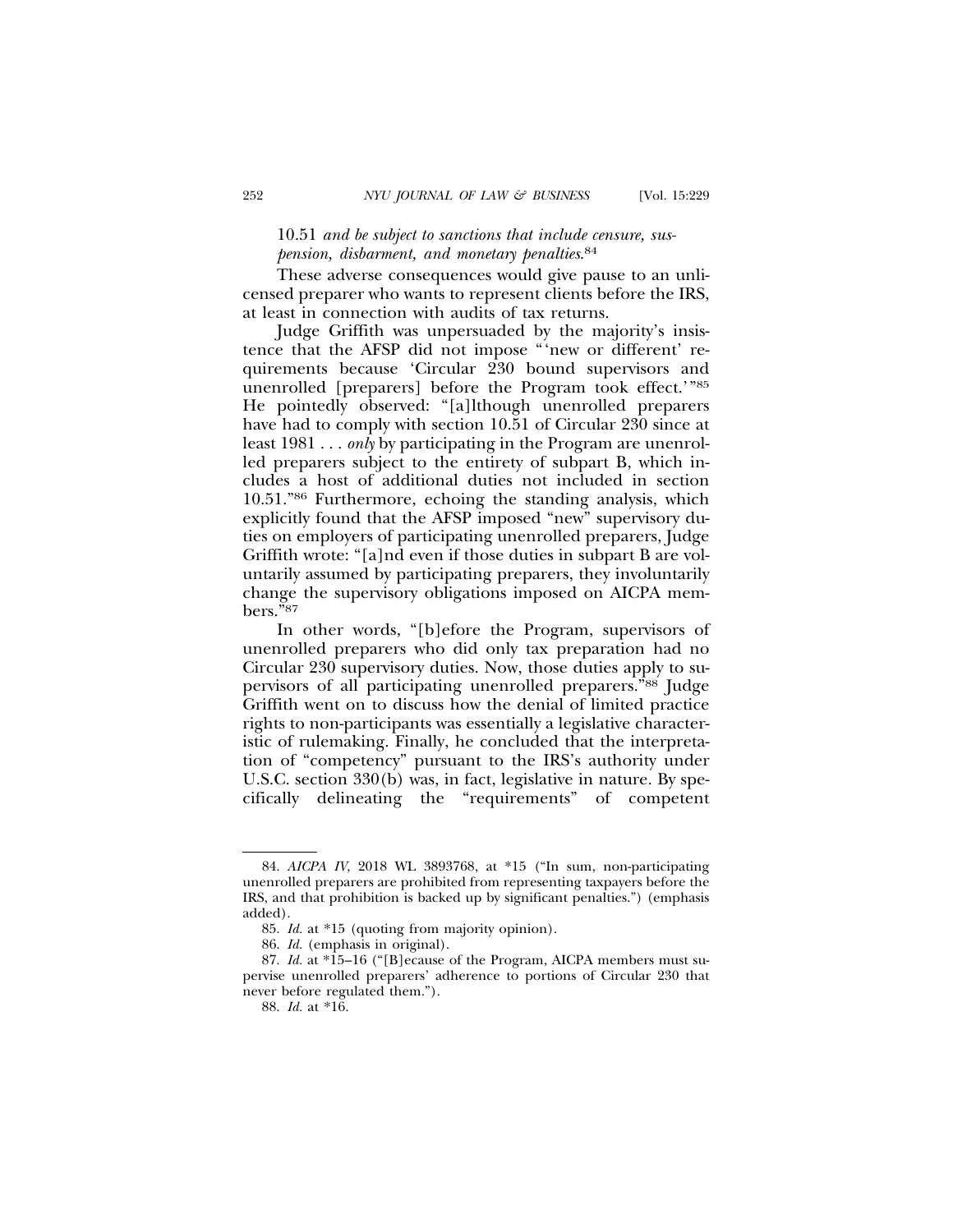10.51 *and be subject to sanctions that include censure, suspension, disbarment, and monetary penalties*.[84]

These adverse consequences would give pause to an unlicensed preparer who wants to represent clients before the IRS, at least in connection with audits of tax returns.

Judge Griffith was unpersuaded by the majority's insistence that the AFSP did not impose "'new or different' requirements because 'Circular 230 bound supervisors and unenrolled [preparers] before the Program took effect.'"[85] He pointedly observed: "[a]lthough unenrolled preparers have had to comply with section 10.51 of Circular 230 since at least 1981 . . . *only* by participating in the Program are unenrolled preparers subject to the entirety of subpart B, which includes a host of additional duties not included in section 10.51."[86] Furthermore, echoing the standing analysis, which explicitly found that the AFSP imposed "new" supervisory duties on employers of participating unenrolled preparers, Judge Griffith wrote: "[a]nd even if those duties in subpart B are voluntarily assumed by participating preparers, they involuntarily change the supervisory obligations imposed on AICPA members."[87]

In other words, "[b]efore the Program, supervisors of unenrolled preparers who did only tax preparation had no Circular 230 supervisory duties. Now, those duties apply to supervisors of all participating unenrolled preparers."[88] Judge Griffith went on to discuss how the denial of limited practice rights to non-participants was essentially a legislative characteristic of rulemaking. Finally, he concluded that the interpretation of "competency" pursuant to the IRS's authority under U.S.C. section 330(b) was, in fact, legislative in nature. By specifically delineating the "requirements" of competent

---

84. *AICPA IV*, 2018 WL 3893768, at *15 ("In sum, non-participating unenrolled preparers are prohibited from representing taxpayers before the IRS, and that prohibition is backed up by significant penalties.") (emphasis added).

85. *Id.* at *15 (quoting from majority opinion).

86. *Id.* (emphasis in original).

87. *Id.* at *15–16 ("[B]ecause of the Program, AICPA members must supervise unenrolled preparers' adherence to portions of Circular 230 that never before regulated them.").

88. *Id.* at *16.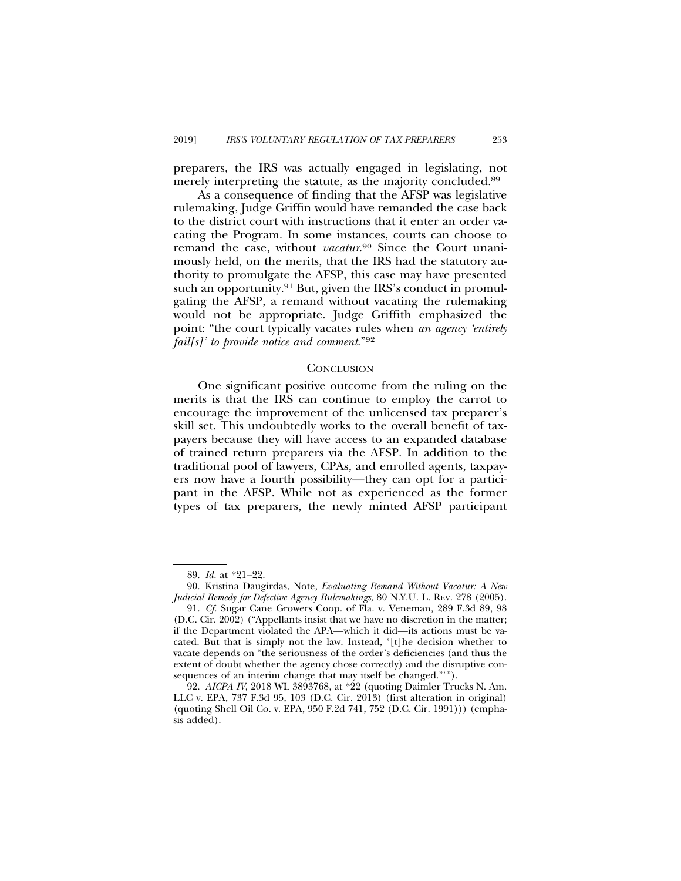preparers, the IRS was actually engaged in legislating, not merely interpreting the statute, as the majority concluded.[89]

As a consequence of finding that the AFSP was legislative rulemaking, Judge Griffin would have remanded the case back to the district court with instructions that it enter an order vacating the Program. In some instances, courts can choose to remand the case, without *vacatur*.[90] Since the Court unanimously held, on the merits, that the IRS had the statutory authority to promulgate the AFSP, this case may have presented such an opportunity.[91] But, given the IRS's conduct in promulgating the AFSP, a remand without vacating the rulemaking would not be appropriate. Judge Griffith emphasized the point: "the court typically vacates rules when *an agency 'entirely fail[s]' to provide notice and comment*."[92]

## Conclusion

One significant positive outcome from the ruling on the merits is that the IRS can continue to employ the carrot to encourage the improvement of the unlicensed tax preparer's skill set. This undoubtedly works to the overall benefit of taxpayers because they will have access to an expanded database of trained return preparers via the AFSP. In addition to the traditional pool of lawyers, CPAs, and enrolled agents, taxpayers now have a fourth possibility—they can opt for a participant in the AFSP. While not as experienced as the former types of tax preparers, the newly minted AFSP participant

---

89. *Id.* at *21–22.

90. Kristina Daugirdas, Note, *Evaluating Remand Without Vacatur: A New Judicial Remedy for Defective Agency Rulemakings*, 80 N.Y.U. L. Rev. 278 (2005).

91. *Cf.* Sugar Cane Growers Coop. of Fla. v. Veneman, 289 F.3d 89, 98 (D.C. Cir. 2002) ("Appellants insist that we have no discretion in the matter; if the Department violated the APA—which it did—its actions must be vacated. But that is simply not the law. Instead, '[t]he decision whether to vacate depends on "the seriousness of the order's deficiencies (and thus the extent of doubt whether the agency chose correctly) and the disruptive consequences of an interim change that may itself be changed."'").

92. *AICPA IV*, 2018 WL 3893768, at *22 (quoting Daimler Trucks N. Am. LLC v. EPA, 737 F.3d 95, 103 (D.C. Cir. 2013) (first alteration in original) (quoting Shell Oil Co. v. EPA, 950 F.2d 741, 752 (D.C. Cir. 1991))) (emphasis added).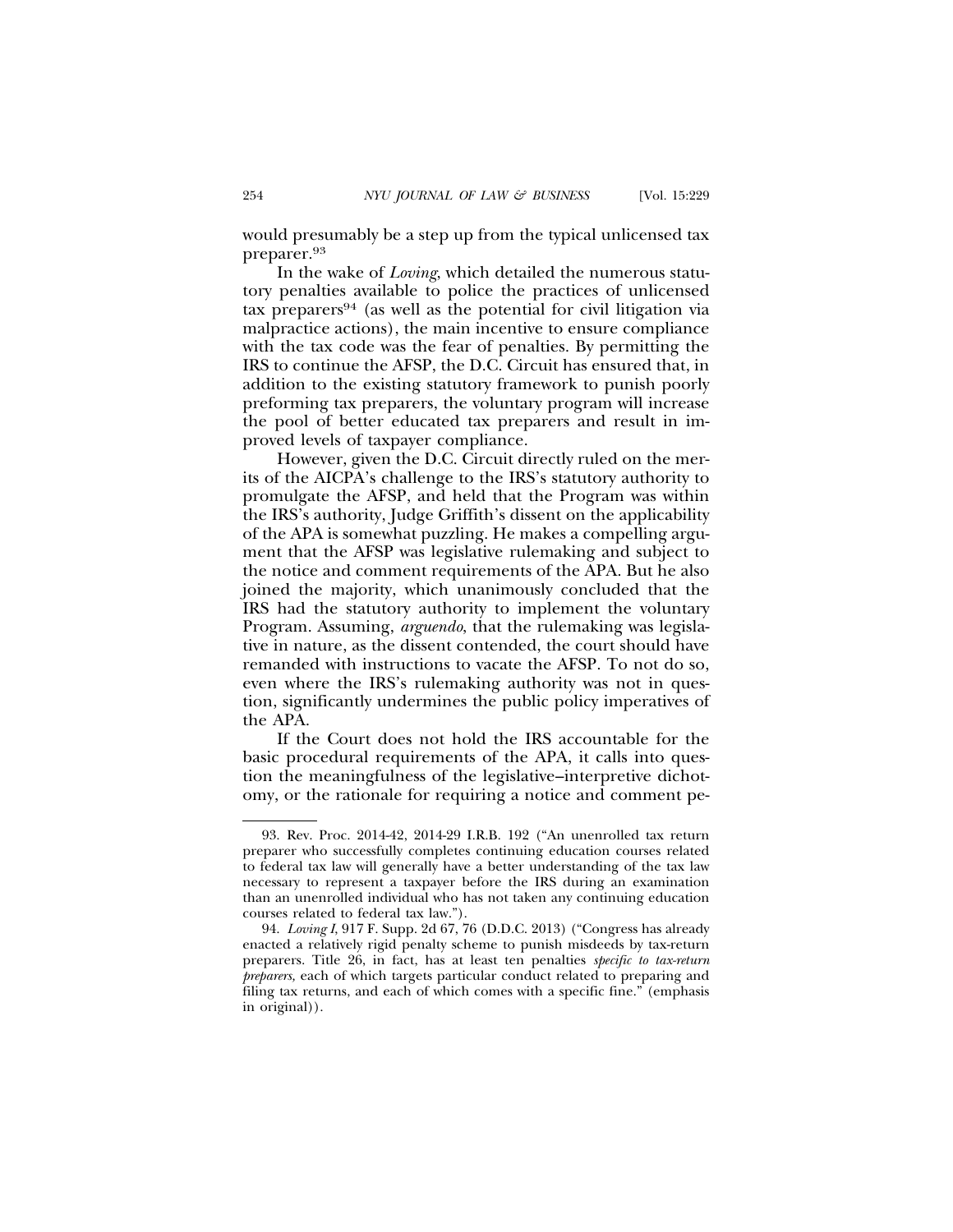would presumably be a step up from the typical unlicensed tax preparer.[93]

In the wake of *Loving*, which detailed the numerous statutory penalties available to police the practices of unlicensed tax preparers[94] (as well as the potential for civil litigation via malpractice actions), the main incentive to ensure compliance with the tax code was the fear of penalties. By permitting the IRS to continue the AFSP, the D.C. Circuit has ensured that, in addition to the existing statutory framework to punish poorly preforming tax preparers, the voluntary program will increase the pool of better educated tax preparers and result in improved levels of taxpayer compliance.

However, given the D.C. Circuit directly ruled on the merits of the AICPA's challenge to the IRS's statutory authority to promulgate the AFSP, and held that the Program was within the IRS's authority, Judge Griffith's dissent on the applicability of the APA is somewhat puzzling. He makes a compelling argument that the AFSP was legislative rulemaking and subject to the notice and comment requirements of the APA. But he also joined the majority, which unanimously concluded that the IRS had the statutory authority to implement the voluntary Program. Assuming, *arguendo*, that the rulemaking was legislative in nature, as the dissent contended, the court should have remanded with instructions to vacate the AFSP. To not do so, even where the IRS's rulemaking authority was not in question, significantly undermines the public policy imperatives of the APA.

If the Court does not hold the IRS accountable for the basic procedural requirements of the APA, it calls into question the meaningfulness of the legislative–interpretive dichotomy, or the rationale for requiring a notice and comment pe-

---

93. Rev. Proc. 2014-42, 2014-29 I.R.B. 192 ("An unenrolled tax return preparer who successfully completes continuing education courses related to federal tax law will generally have a better understanding of the tax law necessary to represent a taxpayer before the IRS during an examination than an unenrolled individual who has not taken any continuing education courses related to federal tax law.").

94. *Loving I*, 917 F. Supp. 2d 67, 76 (D.D.C. 2013) ("Congress has already enacted a relatively rigid penalty scheme to punish misdeeds by tax-return preparers. Title 26, in fact, has at least ten penalties *specific to tax-return preparers,* each of which targets particular conduct related to preparing and filing tax returns, and each of which comes with a specific fine." (emphasis in original)).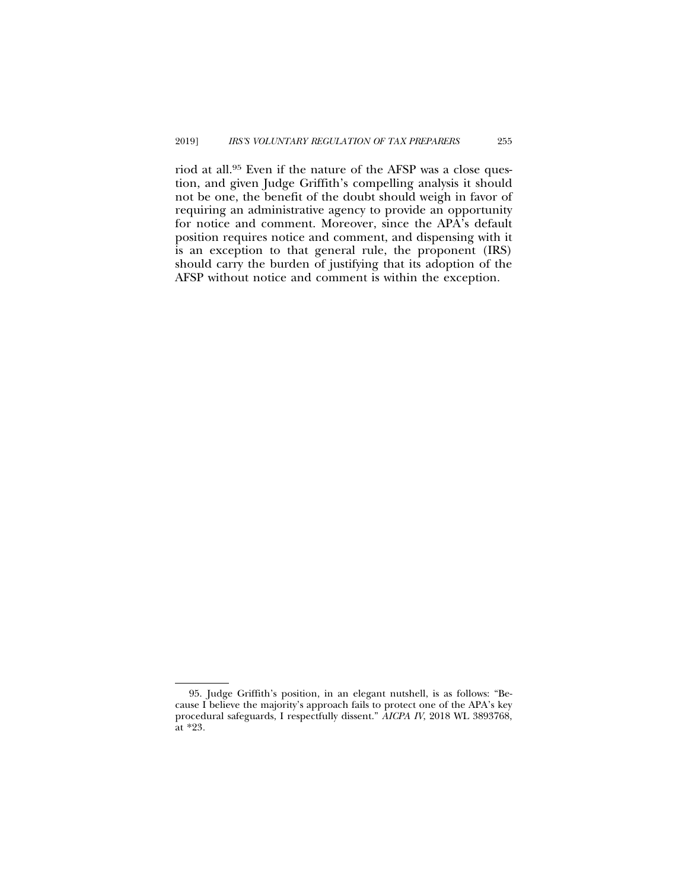riod at all.[95] Even if the nature of the AFSP was a close question, and given Judge Griffith's compelling analysis it should not be one, the benefit of the doubt should weigh in favor of requiring an administrative agency to provide an opportunity for notice and comment. Moreover, since the APA's default position requires notice and comment, and dispensing with it is an exception to that general rule, the proponent (IRS) should carry the burden of justifying that its adoption of the AFSP without notice and comment is within the exception.

95. Judge Griffith's position, in an elegant nutshell, is as follows: "Because I believe the majority's approach fails to protect one of the APA's key procedural safeguards, I respectfully dissent." *AICPA IV*, 2018 WL 3893768, at *23.